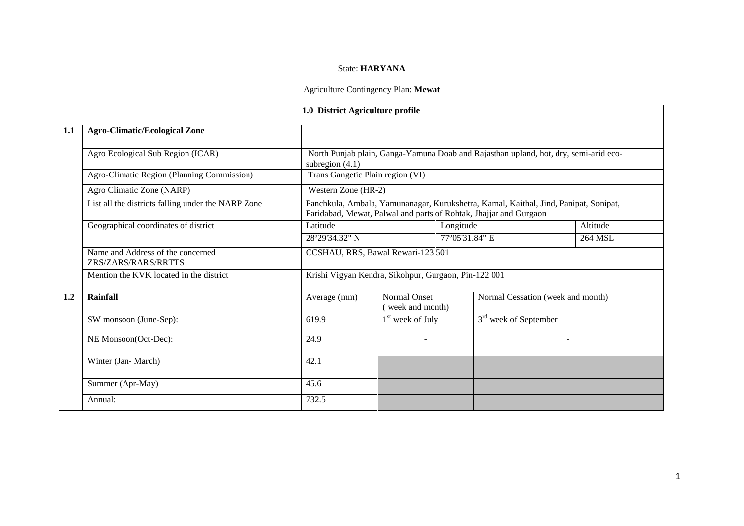State: **HARYANA**

Agriculture Contingency Plan: **Mewat**

| 1.0 District Agriculture profile | | | | | | |
|---|---|---|---|---|---|---|
| **1.1** | **Agro-Climatic/Ecological Zone** | | | | | |
| | Agro Ecological Sub Region (ICAR) | North Punjab plain, Ganga-Yamuna Doab and Rajasthan upland, hot, dry, semi-arid eco-subregion (4.1) | | | | |
| | Agro-Climatic Region (Planning Commission) | Trans Gangetic Plain region (VI) | | | | |
| | Agro Climatic Zone (NARP) | Western Zone (HR-2) | | | | |
| | List all the districts falling under the NARP Zone | Panchkula, Ambala, Yamunanagar, Kurukshetra, Karnal, Kaithal, Jind, Panipat, Sonipat, Faridabad, Mewat, Palwal and parts of Rohtak, Jhajjar and Gurgaon | | | | |
| | Geographical coordinates of district | Latitude | | Longitude | | Altitude |
| | | 28º29'34.32" N | | 77º05'31.84" E | | 264 MSL |
| | Name and Address of the concerned ZRS/ZARS/RARS/RRTTS | CCSHAU, RRS, Bawal Rewari-123 501 | | | | |
| | Mention the KVK located in the district | Krishi Vigyan Kendra, Sikohpur, Gurgaon, Pin-122 001 | | | | |
| **1.2** | **Rainfall** | Average (mm) | Normal Onset ( week and month) | | Normal Cessation (week and month) | |
| | SW monsoon (June-Sep): | 619.9 | 1st week of July | | 3rd week of September | |
| | NE Monsoon(Oct-Dec): | 24.9 | - | | - | |
| | Winter (Jan- March) | 42.1 | | | | |
| | Summer (Apr-May) | 45.6 | | | | |
| | Annual: | 732.5 | | | | |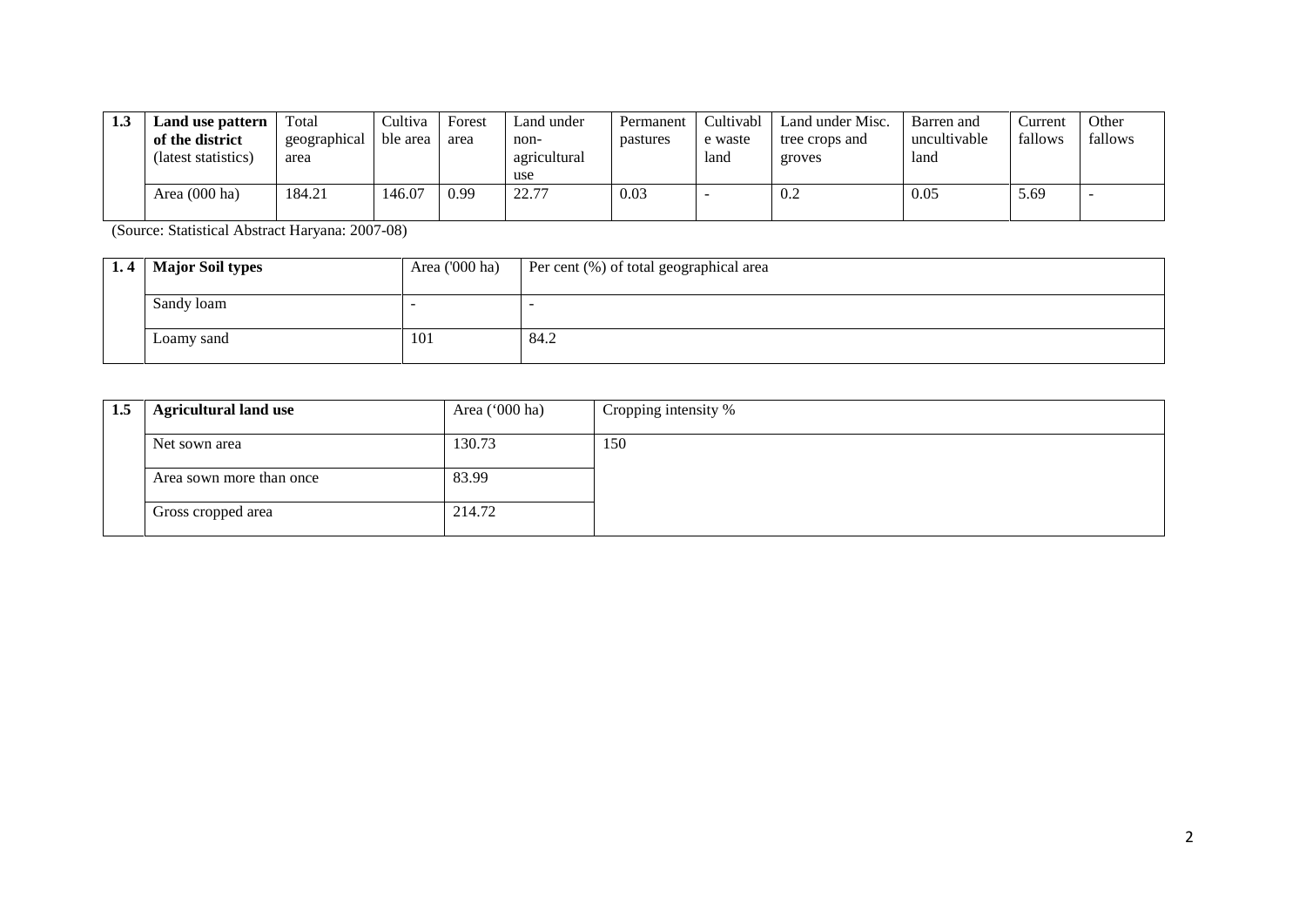| 1.3 | Land use pattern of the district (latest statistics) | Total geographical area | Cultivable area | Forest area | Land under non-agricultural use | Permanent pastures | Cultivable waste land | Land under Misc. tree crops and groves | Barren and uncultivable land | Current fallows | Other fallows |
|---|---|---|---|---|---|---|---|---|---|---|---|
| | Area (000 ha) | 184.21 | 146.07 | 0.99 | 22.77 | 0.03 | - | 0.2 | 0.05 | 5.69 | - |

(Source: Statistical Abstract Haryana: 2007-08)

| 1. 4 | Major Soil types | Area ('000 ha) | Per cent (%) of total geographical area |
|---|---|---|---|
| | Sandy loam | - | - |
| | Loamy sand | 101 | 84.2 |

| 1.5 | Agricultural land use | Area ('000 ha) | Cropping intensity % |
|---|---|---|---|
| | Net sown area | 130.73 | 150 |
| | Area sown more than once | 83.99 | |
| | Gross cropped area | 214.72 | |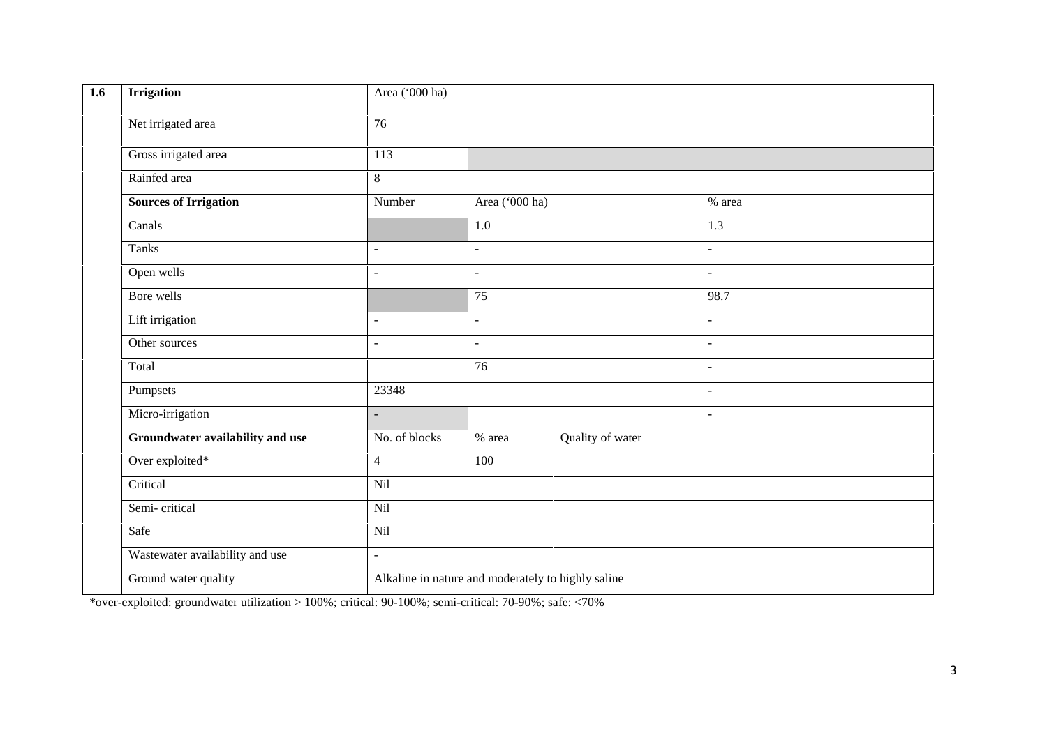| 1.6 | Irrigation | Area ('000 ha) | | | |
|---|---|---|---|---|---|
| | Net irrigated area | 76 | | | |
| | Gross irrigated area | 113 | | | |
| | Rainfed area | 8 | | | |
| | **Sources of Irrigation** | Number | Area ('000 ha) | | % area |
| | Canals | | 1.0 | | 1.3 |
| | Tanks | - | - | | - |
| | Open wells | - | - | | - |
| | Bore wells | | 75 | | 98.7 |
| | Lift irrigation | - | - | | - |
| | Other sources | - | - | | - |
| | Total | | 76 | | - |
| | Pumpsets | 23348 | | | - |
| | Micro-irrigation | - | | | - |
| | **Groundwater availability and use** | No. of blocks | % area | Quality of water | |
| | Over exploited* | 4 | 100 | | |
| | Critical | Nil | | | |
| | Semi- critical | Nil | | | |
| | Safe | Nil | | | |
| | Wastewater availability and use | - | | | |
| | Ground water quality | Alkaline in nature and moderately to highly saline | | | |

*over-exploited: groundwater utilization > 100%; critical: 90-100%; semi-critical: 70-90%; safe: <70%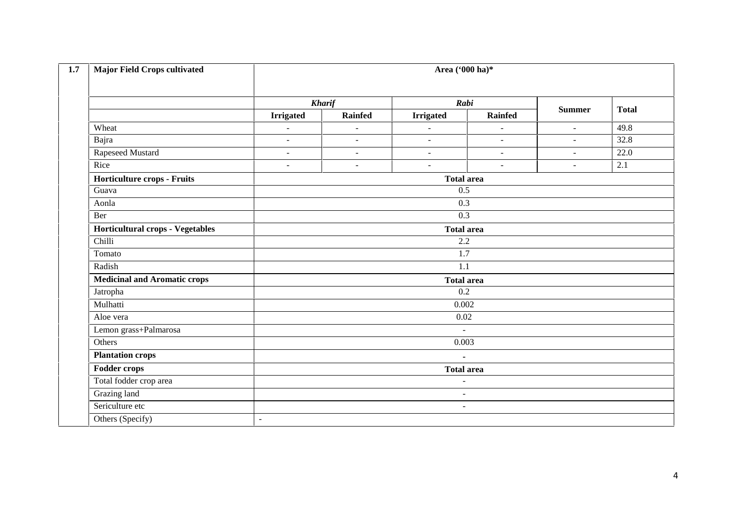| 1.7 | Major Field Crops cultivated | Area ('000 ha)* | | | | | |
|---|---|---|---|---|---|---|---|
| | | ***Kharif*** | | ***Rabi*** | | **Summer** | **Total** |
| | | **Irrigated** | **Rainfed** | **Irrigated** | **Rainfed** | | |
| | Wheat | - | - | - | - | - | 49.8 |
| | Bajra | - | - | - | - | - | 32.8 |
| | Rapeseed Mustard | - | - | - | - | - | 22.0 |
| | Rice | - | - | - | - | - | 2.1 |
| | **Horticulture crops - Fruits** | **Total area** | | | | | |
| | Guava | 0.5 | | | | | |
| | Aonla | 0.3 | | | | | |
| | Ber | 0.3 | | | | | |
| | **Horticultural crops - Vegetables** | **Total area** | | | | | |
| | Chilli | 2.2 | | | | | |
| | Tomato | 1.7 | | | | | |
| | Radish | 1.1 | | | | | |
| | **Medicinal and Aromatic crops** | **Total area** | | | | | |
| | Jatropha | 0.2 | | | | | |
| | Mulhatti | 0.002 | | | | | |
| | Aloe vera | 0.02 | | | | | |
| | Lemon grass+Palmarosa | - | | | | | |
| | Others | 0.003 | | | | | |
| | **Plantation crops** | - | | | | | |
| | **Fodder crops** | **Total area** | | | | | |
| | Total fodder crop area | - | | | | | |
| | Grazing land | - | | | | | |
| | Sericulture etc | - | | | | | |
| | Others (Specify) | - | | | | | |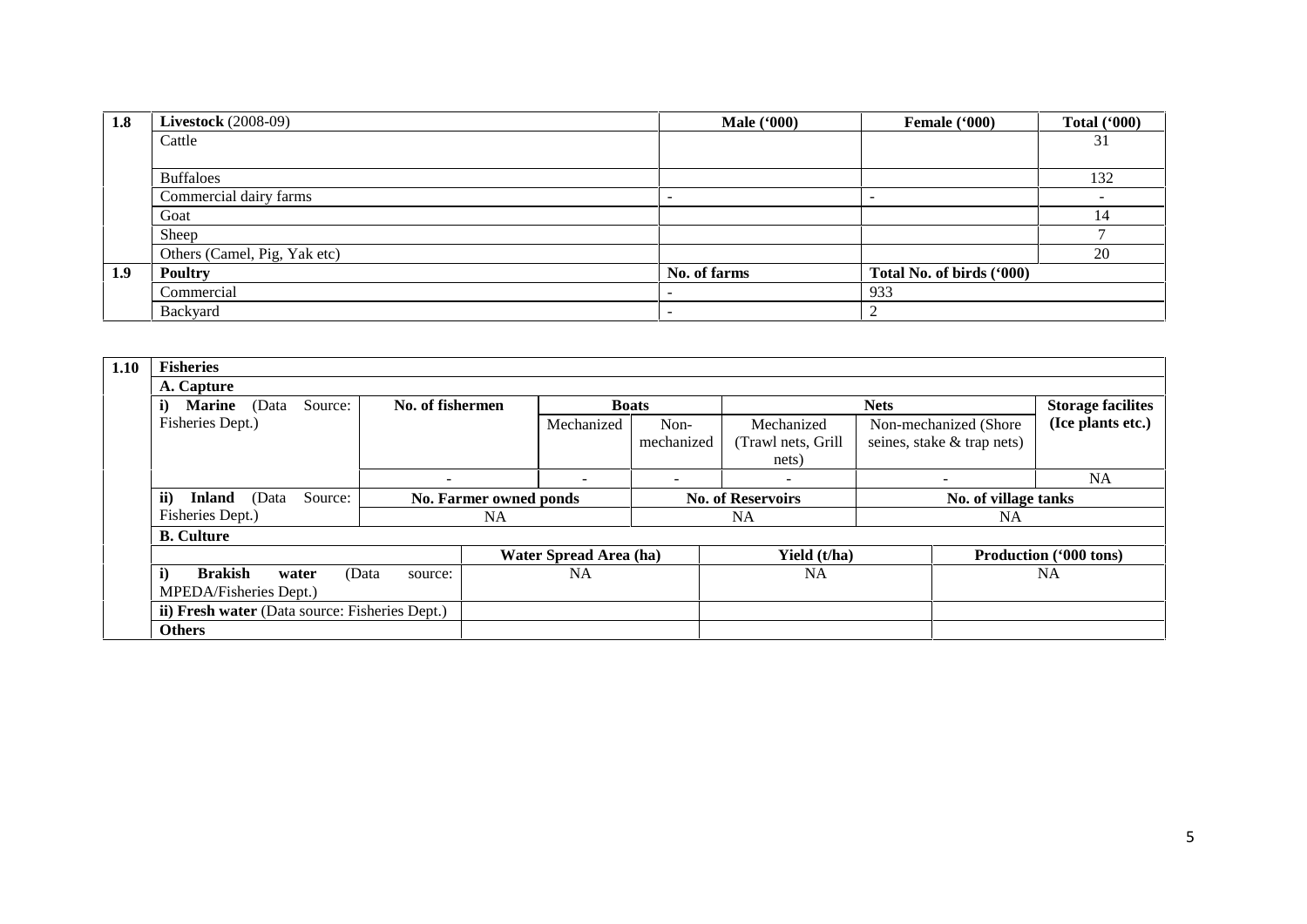| 1.8 | **Livestock** (2008-09) | **Male ('000)** | **Female ('000)** | **Total ('000)** |
|---|---|---|---|---|
| | Cattle | | | 31 |
| | Buffaloes | | | 132 |
| | Commercial dairy farms | - | - | - |
| | Goat | | | 14 |
| | Sheep | | | 7 |
| | Others (Camel, Pig, Yak etc) | | | 20 |
| **1.9** | **Poultry** | **No. of farms** | **Total No. of birds ('000)** | |
| | Commercial | - | 933 | |
| | Backyard | - | 2 | |

| 1.10 | **Fisheries** | | | | | | |
|---|---|---|---|---|---|---|---|
| | **A. Capture** | | | | | | |
| | **i) Marine** (Data Source: Fisheries Dept.) | **No. of fishermen** | **Boats** | | **Nets** | | **Storage facilites (Ice plants etc.)** |
| | | | Mechanized | Non-mechanized | Mechanized (Trawl nets, Grill nets) | Non-mechanized (Shore seines, stake & trap nets) | |
| | | - | - | - | - | - | NA |
| | **ii) Inland** (Data Source: Fisheries Dept.) | **No. Farmer owned ponds** | | **No. of Reservoirs** | | **No. of village tanks** | |
| | | NA | | NA | | NA | |
| | **B. Culture** | | | | | | |
| | | **Water Spread Area (ha)** | | **Yield (t/ha)** | | **Production ('000 tons)** | |
| | **i) Brakish water** (Data source: MPEDA/Fisheries Dept.) | NA | | NA | | NA | |
| | **ii) Fresh water** (Data source: Fisheries Dept.) | | | | | | |
| | **Others** | | | | | | |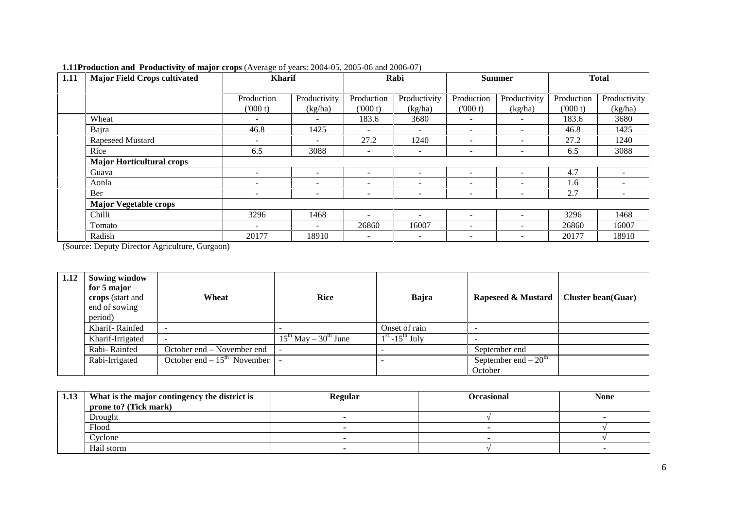**1.11Production and Productivity of major crops** (Average of years: 2004-05, 2005-06 and 2006-07)

| 1.11 | Major Field Crops cultivated | Kharif | | Rabi | | Summer | | Total | |
|---|---|---|---|---|---|---|---|---|---|
| | | Production ('000 t) | Productivity (kg/ha) | Production ('000 t) | Productivity (kg/ha) | Production ('000 t) | Productivity (kg/ha) | Production ('000 t) | Productivity (kg/ha) |
| | Wheat | - | - | 183.6 | 3680 | - | - | 183.6 | 3680 |
| | Bajra | 46.8 | 1425 | - | - | - | - | 46.8 | 1425 |
| | Rapeseed Mustard | - | - | 27.2 | 1240 | - | - | 27.2 | 1240 |
| | Rice | 6.5 | 3088 | - | - | - | - | 6.5 | 3088 |
| | **Major Horticultural crops** | | | | | | | | |
| | Guava | - | - | - | - | - | - | 4.7 | - |
| | Aonla | - | - | - | - | - | - | 1.6 | - |
| | Ber | - | - | - | - | - | - | 2.7 | - |
| | **Major Vegetable crops** | | | | | | | | |
| | Chilli | 3296 | 1468 | - | - | - | - | 3296 | 1468 |
| | Tomato | - | - | 26860 | 16007 | - | - | 26860 | 16007 |
| | Radish | 20177 | 18910 | - | - | - | - | 20177 | 18910 |

(Source: Deputy Director Agriculture, Gurgaon)

| 1.12 | Sowing window for 5 major crops (start and end of sowing period) | Wheat | Rice | Bajra | Rapeseed & Mustard | Cluster bean(Guar) |
|---|---|---|---|---|---|---|
| | Kharif- Rainfed | - | - | Onset of rain | - | |
| | Kharif-Irrigated | - | 15th May – 30th June | 1st -15th July | - | |
| | Rabi- Rainfed | October end – November end | - | - | September end | |
| | Rabi-Irrigated | October end – 15th November | - | - | September end – 20th October | |

| 1.13 | What is the major contingency the district is prone to? (Tick mark) | Regular | Occasional | None |
|---|---|---|---|---|
| | Drought | - | √ | - |
| | Flood | - | - | √ |
| | Cyclone | - | - | √ |
| | Hail storm | - | √ | - |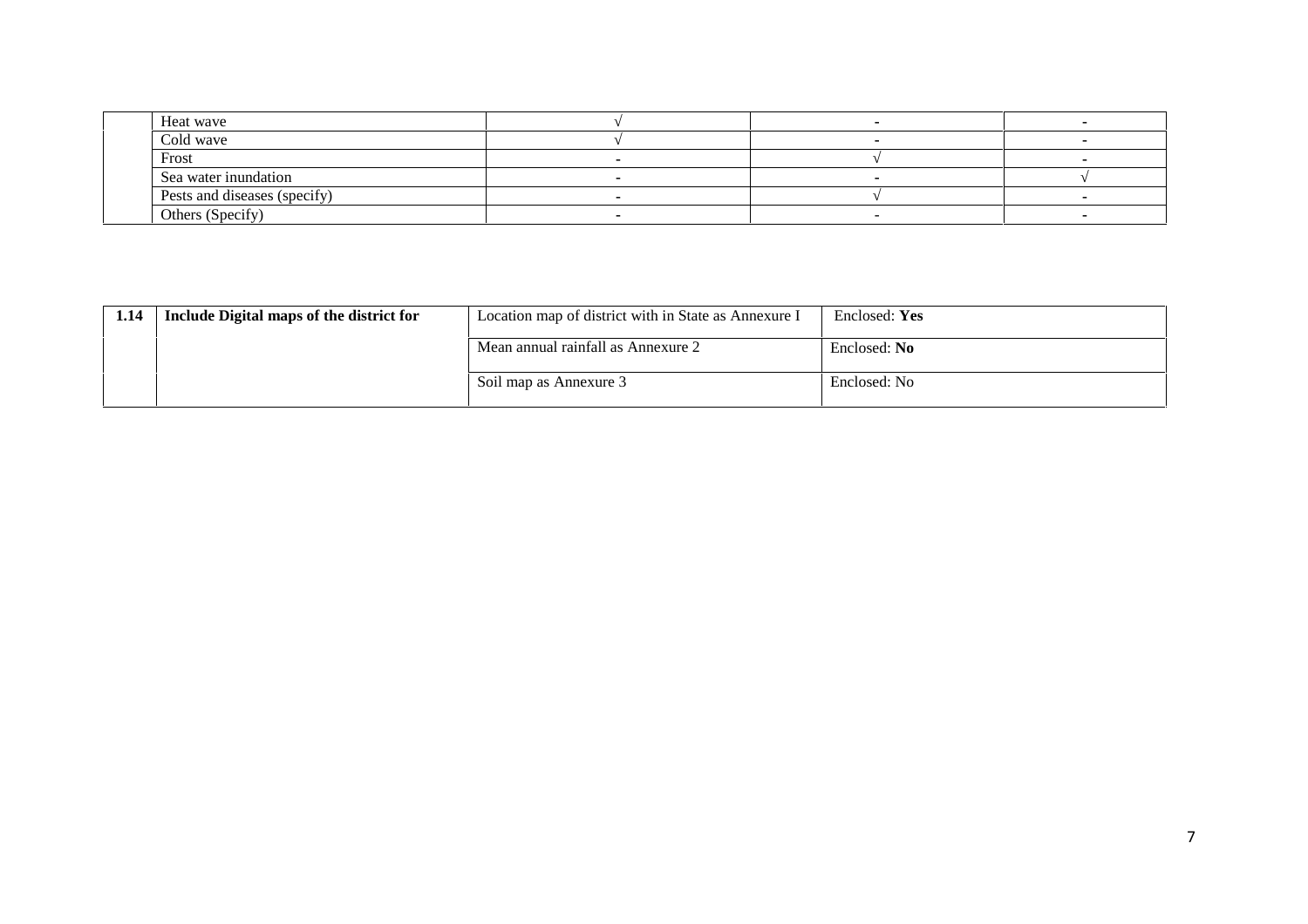| | | | | |
|---|---|---|---|---|
| | Heat wave | √ | - | - |
| | Cold wave | √ | - | - |
| | Frost | - | √ | - |
| | Sea water inundation | - | - | √ |
| | Pests and diseases (specify) | - | √ | - |
| | Others (Specify) | - | - | - |

| | | | |
|---|---|---|---|
| **1.14** | **Include Digital maps of the district for** | Location map of district with in State as Annexure I | Enclosed: **Yes** |
| | | Mean annual rainfall as Annexure 2 | Enclosed: **No** |
| | | Soil map as Annexure 3 | Enclosed: No |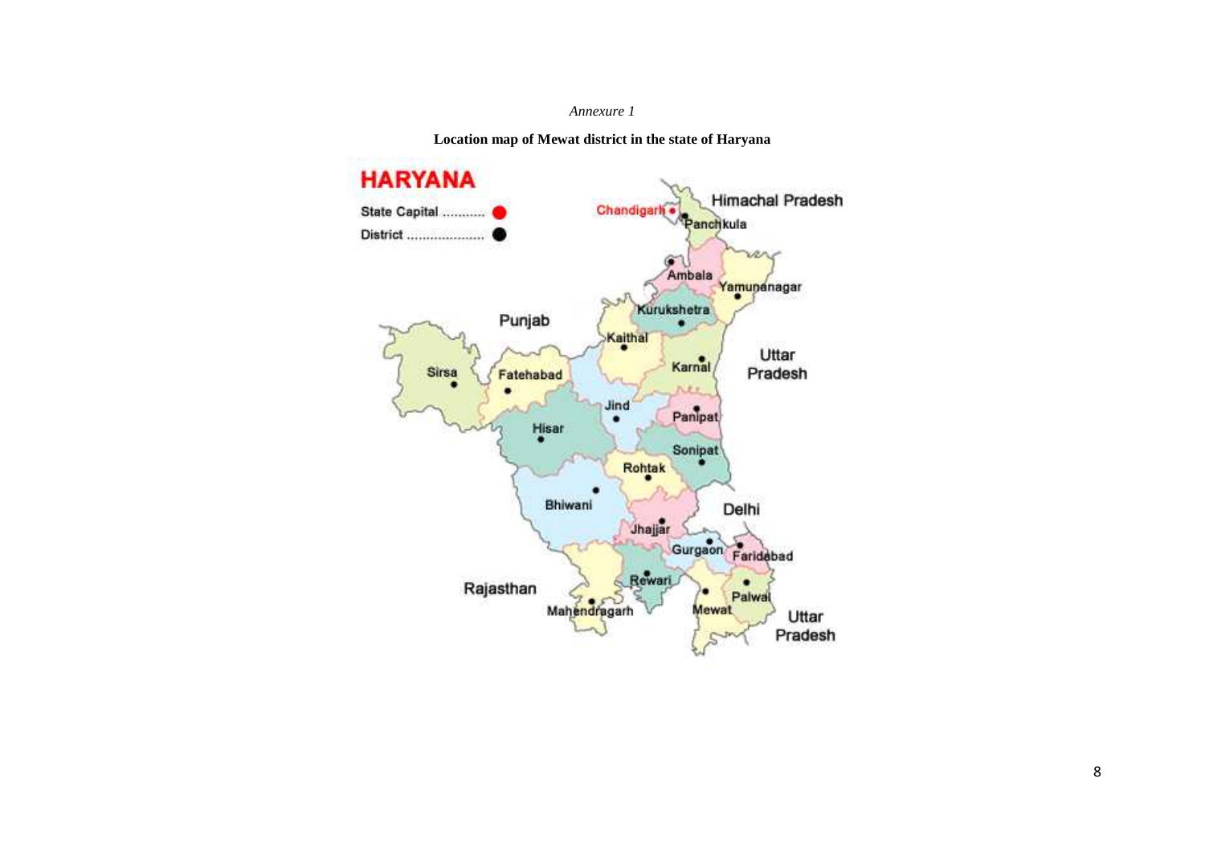*Annexure 1*

**Location map of Mewat district in the state of Haryana**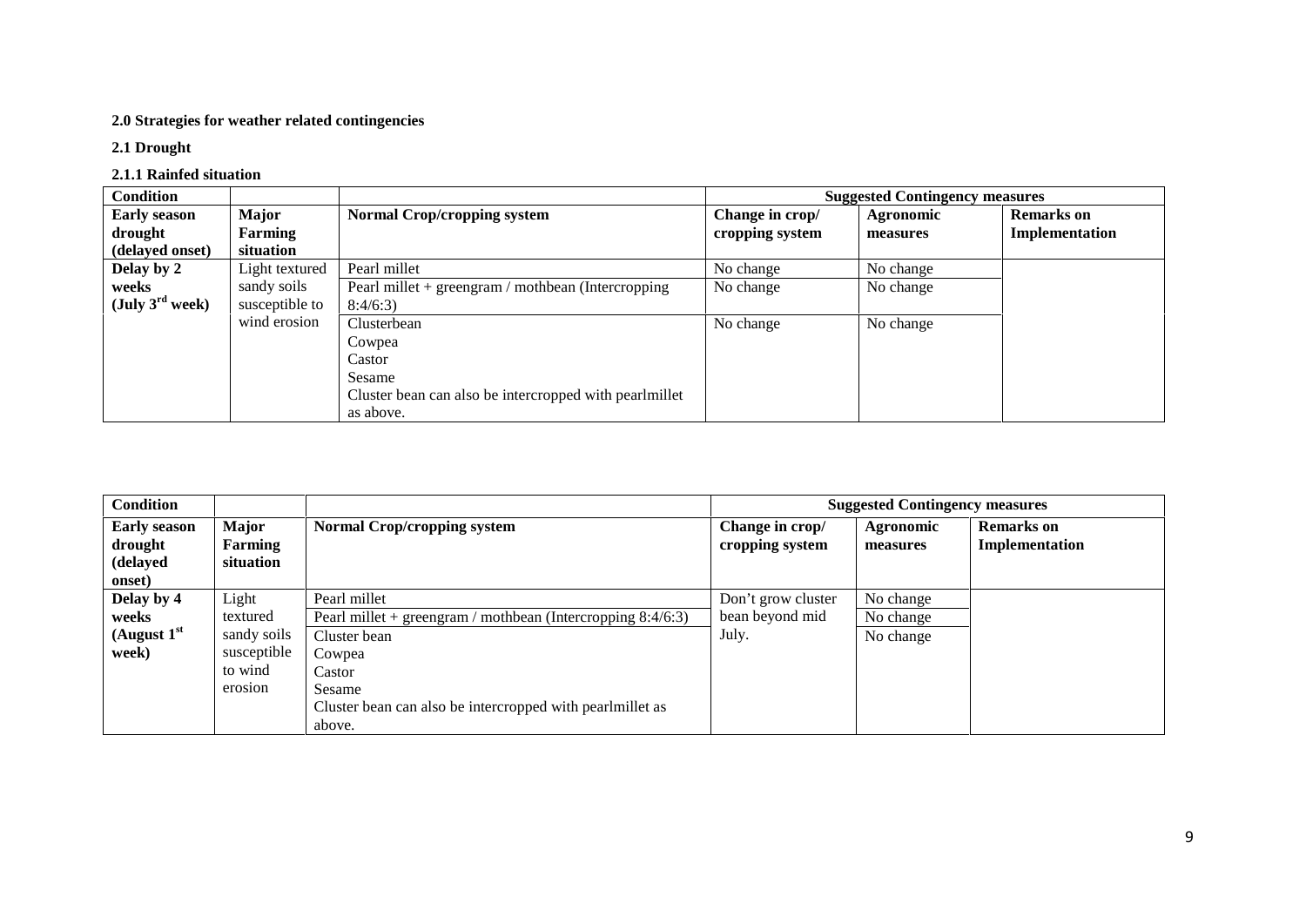**2.0 Strategies for weather related contingencies**

**2.1 Drought**

**2.1.1 Rainfed situation**

| Condition | | | Suggested Contingency measures | | |
|---|---|---|---|---|---|
| **Early season drought (delayed onset)** | **Major Farming situation** | **Normal Crop/cropping system** | **Change in crop/ cropping system** | **Agronomic measures** | **Remarks on Implementation** |
| **Delay by 2 weeks (July 3rd week)** | Light textured sandy soils susceptible to wind erosion | Pearl millet | No change | No change | |
| | | Pearl millet + greengram / mothbean (Intercropping 8:4/6:3) | No change | No change | |
| | | Clusterbean<br>Cowpea<br>Castor<br>Sesame<br>Cluster bean can also be intercropped with pearlmillet as above. | No change | No change | |

| Condition | | | Suggested Contingency measures | | |
|---|---|---|---|---|---|
| **Early season drought (delayed onset)** | **Major Farming situation** | **Normal Crop/cropping system** | **Change in crop/ cropping system** | **Agronomic measures** | **Remarks on Implementation** |
| **Delay by 4 weeks (August 1st week)** | Light textured sandy soils susceptible to wind erosion | Pearl millet | Don't grow cluster bean beyond mid July. | No change | |
| | | Pearl millet + greengram / mothbean (Intercropping 8:4/6:3) | | No change | |
| | | Cluster bean<br>Cowpea<br>Castor<br>Sesame<br>Cluster bean can also be intercropped with pearlmillet as above. | | No change | |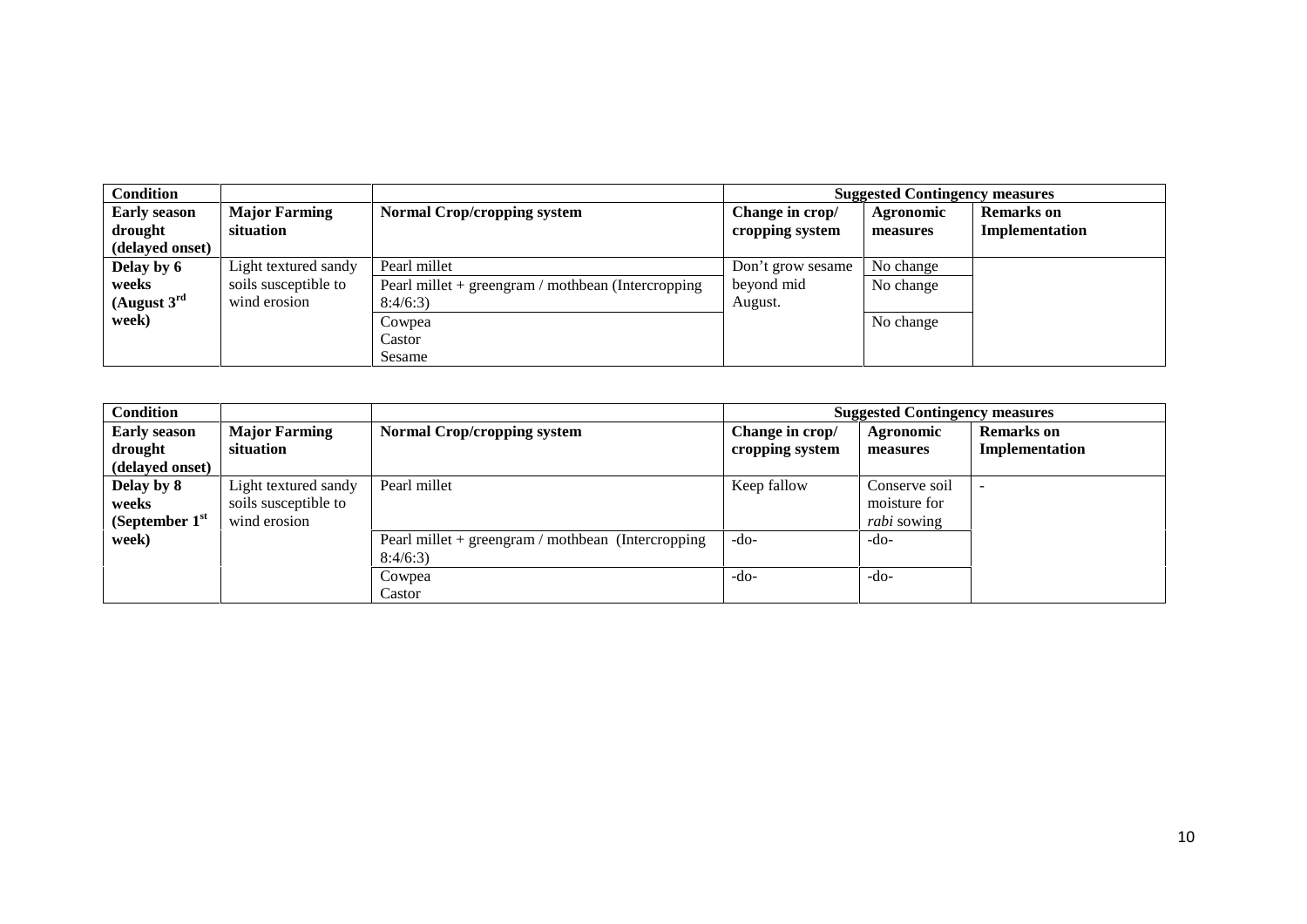| Condition | | | Suggested Contingency measures | | |
|---|---|---|---|---|---|
| **Early season drought (delayed onset)** | **Major Farming situation** | **Normal Crop/cropping system** | **Change in crop/ cropping system** | **Agronomic measures** | **Remarks on Implementation** |
| **Delay by 6 weeks (August 3rd week)** | Light textured sandy soils susceptible to wind erosion | Pearl millet | Don't grow sesame beyond mid August. | No change | |
| | | Pearl millet + greengram / mothbean (Intercropping 8:4/6:3) | | No change | |
| | | Cowpea<br>Castor<br>Sesame | | No change | |

| Condition | | | Suggested Contingency measures | | |
|---|---|---|---|---|---|
| **Early season drought (delayed onset)** | **Major Farming situation** | **Normal Crop/cropping system** | **Change in crop/ cropping system** | **Agronomic measures** | **Remarks on Implementation** |
| **Delay by 8 weeks (September 1st week)** | Light textured sandy soils susceptible to wind erosion | Pearl millet | Keep fallow | Conserve soil moisture for *rabi* sowing | - |
| | | Pearl millet + greengram / mothbean (Intercropping 8:4/6:3) | -do- | -do- | |
| | | Cowpea<br>Castor | -do- | -do- | |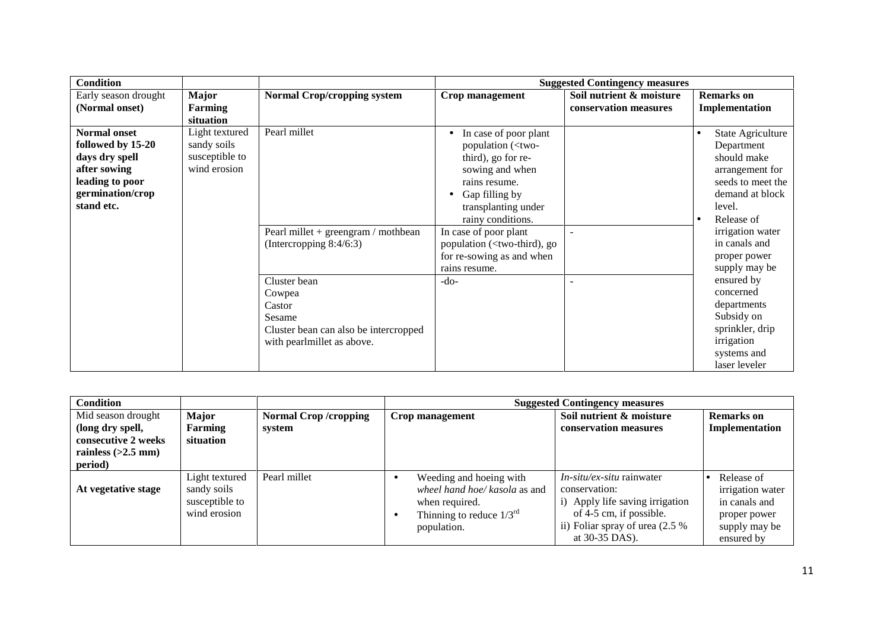| Condition | | | Suggested Contingency measures | | |
|---|---|---|---|---|---|
| Early season drought (Normal onset) | **Major Farming situation** | **Normal Crop/cropping system** | **Crop management** | **Soil nutrient & moisture conservation measures** | **Remarks on Implementation** |
| **Normal onset followed by 15-20 days dry spell after sowing leading to poor germination/crop stand etc.** | Light textured sandy soils susceptible to wind erosion | Pearl millet | • In case of poor plant population (<two-third), go for re-sowing and when rains resume.<br>• Gap filling by transplanting under rainy conditions. | | • State Agriculture Department should make arrangement for seeds to meet the demand at block level.<br>• Release of irrigation water in canals and proper power supply may be ensured by concerned departments Subsidy on sprinkler, drip irrigation systems and laser leveler |
| | | Pearl millet + greengram / mothbean (Intercropping 8:4/6:3) | In case of poor plant population (<two-third), go for re-sowing as and when rains resume. | - | |
| | | Cluster bean<br>Cowpea<br>Castor<br>Sesame<br>Cluster bean can also be intercropped with pearlmillet as above. | -do- | - | |

| Condition | | | Suggested Contingency measures | | |
|---|---|---|---|---|---|
| Mid season drought **(long dry spell, consecutive 2 weeks rainless (>2.5 mm) period)** | **Major Farming situation** | **Normal Crop /cropping system** | **Crop management** | **Soil nutrient & moisture conservation measures** | **Remarks on Implementation** |
| **At vegetative stage** | Light textured sandy soils susceptible to wind erosion | Pearl millet | • Weeding and hoeing with *wheel hand hoe/ kasola* as and when required.<br>• Thinning to reduce $1/3^{rd}$ population. | *In-situ/ex-situ* rainwater conservation:<br>i) Apply life saving irrigation of 4-5 cm, if possible.<br>ii) Foliar spray of urea (2.5 % at 30-35 DAS). | • Release of irrigation water in canals and proper power supply may be ensured by |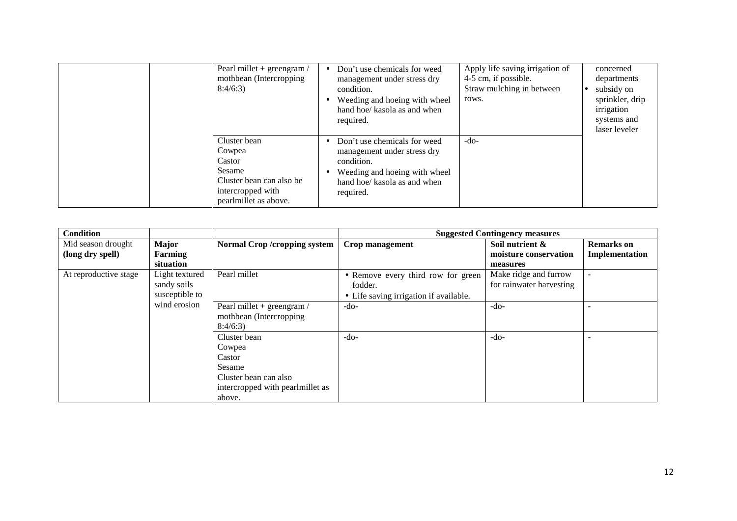| | | | | | |
|---|---|---|---|---|---|
| | | Pearl millet + greengram / mothbean (Intercropping 8:4/6:3) | • Don't use chemicals for weed management under stress dry condition.<br>• Weeding and hoeing with wheel hand hoe/ kasola as and when required. | Apply life saving irrigation of 4-5 cm, if possible.<br>Straw mulching in between rows. | concerned departments<br>• subsidy on sprinkler, drip irrigation systems and laser leveler |
| | | Cluster bean<br>Cowpea<br>Castor<br>Sesame<br>Cluster bean can also be intercropped with pearlmillet as above. | • Don't use chemicals for weed management under stress dry condition.<br>• Weeding and hoeing with wheel hand hoe/ kasola as and when required. | -do- | |

| Condition | | | Suggested Contingency measures | | |
|---|---|---|---|---|---|
| Mid season drought (long dry spell) | **Major Farming situation** | **Normal Crop /cropping system** | **Crop management** | **Soil nutrient & moisture conservation measures** | **Remarks on Implementation** |
| At reproductive stage | Light textured sandy soils susceptible to wind erosion | Pearl millet | • Remove every third row for green fodder.<br>• Life saving irrigation if available. | Make ridge and furrow for rainwater harvesting | - |
| | | Pearl millet + greengram / mothbean (Intercropping 8:4/6:3) | -do- | -do- | - |
| | | Cluster bean<br>Cowpea<br>Castor<br>Sesame<br>Cluster bean can also intercropped with pearlmillet as above. | -do- | -do- | - |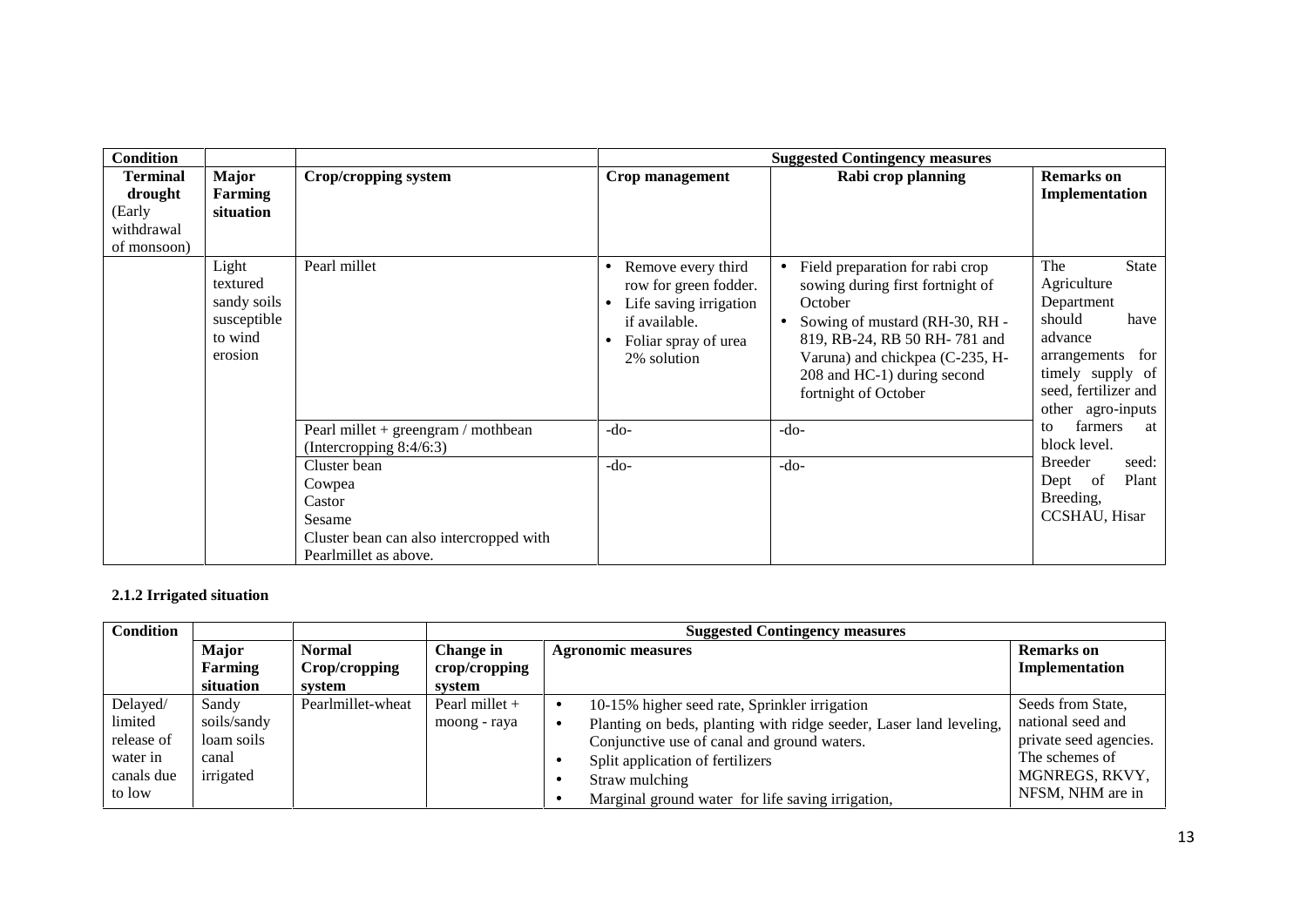| Condition | | | Suggested Contingency measures | | |
|---|---|---|---|---|---|
| **Terminal drought (Early withdrawal of monsoon)** | **Major Farming situation** | **Crop/cropping system** | **Crop management** | **Rabi crop planning** | **Remarks on Implementation** |
| | Light textured sandy soils susceptible to wind erosion | Pearl millet | • Remove every third row for green fodder.<br>• Life saving irrigation if available.<br>• Foliar spray of urea 2% solution | • Field preparation for rabi crop sowing during first fortnight of October<br>• Sowing of mustard (RH-30, RH - 819, RB-24, RB 50 RH- 781 and Varuna) and chickpea (C-235, H-208 and HC-1) during second fortnight of October | The State Agriculture Department should have advance arrangements for timely supply of seed, fertilizer and other agro-inputs to farmers at block level.<br>Breeder seed: Dept of Plant Breeding, CCSHAU, Hisar |
| | | Pearl millet + greengram / mothbean (Intercropping 8:4/6:3) | -do- | -do- | |
| | | Cluster bean<br>Cowpea<br>Castor<br>Sesame<br>Cluster bean can also intercropped with Pearlmillet as above. | -do- | -do- | |

### 2.1.2 Irrigated situation

| Condition | | | Suggested Contingency measures | | |
|---|---|---|---|---|---|
| | **Major Farming situation** | **Normal Crop/cropping system** | **Change in crop/cropping system** | **Agronomic measures** | **Remarks on Implementation** |
| Delayed/ limited release of water in canals due to low | Sandy soils/sandy loam soils canal irrigated | Pearlmillet-wheat | Pearl millet + moong - raya | • 10-15% higher seed rate, Sprinkler irrigation<br>• Planting on beds, planting with ridge seeder, Laser land leveling, Conjunctive use of canal and ground waters.<br>• Split application of fertilizers<br>• Straw mulching<br>• Marginal ground water for life saving irrigation, | Seeds from State, national seed and private seed agencies. The schemes of MGNREGS, RKVY, NFSM, NHM are in |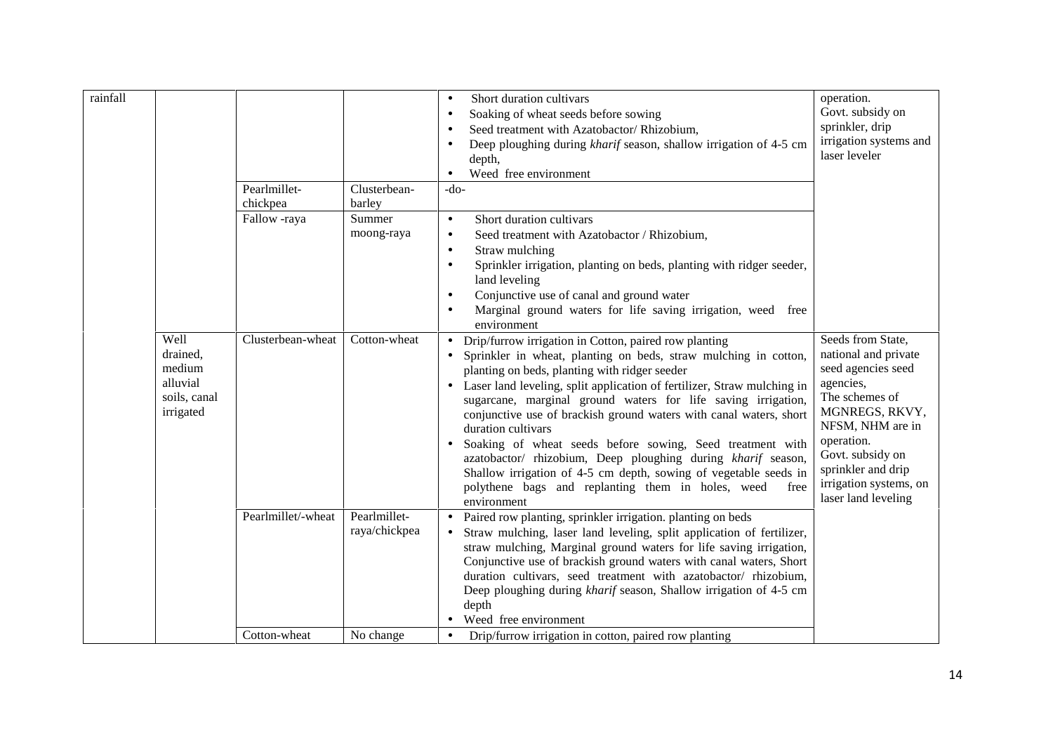| | | | | | |
|---|---|---|---|---|---|
| rainfall | | | | • Short duration cultivars<br>• Soaking of wheat seeds before sowing<br>• Seed treatment with Azatobactor/ Rhizobium,<br>• Deep ploughing during *kharif* season, shallow irrigation of 4-5 cm depth,<br>• Weed free environment | operation.<br>Govt. subsidy on sprinkler, drip irrigation systems and laser leveler |
| | | Pearlmillet-chickpea | Clusterbean-barley | -do- | |
| | | Fallow -raya | Summer moong-raya | • Short duration cultivars<br>• Seed treatment with Azatobactor / Rhizobium,<br>• Straw mulching<br>• Sprinkler irrigation, planting on beds, planting with ridger seeder, land leveling<br>• Conjunctive use of canal and ground water<br>• Marginal ground waters for life saving irrigation, weed free environment | |
| | Well drained, medium alluvial soils, canal irrigated | Clusterbean-wheat | Cotton-wheat | • Drip/furrow irrigation in Cotton, paired row planting<br>• Sprinkler in wheat, planting on beds, straw mulching in cotton, planting on beds, planting with ridger seeder<br>• Laser land leveling, split application of fertilizer, Straw mulching in sugarcane, marginal ground waters for life saving irrigation, conjunctive use of brackish ground waters with canal waters, short duration cultivars<br>• Soaking of wheat seeds before sowing, Seed treatment with azatobacter/ rhizobium, Deep ploughing during *kharif* season, Shallow irrigation of 4-5 cm depth, sowing of vegetable seeds in polythene bags and replanting them in holes, weed free environment | Seeds from State, national and private seed agencies seed agencies,<br>The schemes of MGNREGS, RKVY, NFSM, NHM are in operation.<br>Govt. subsidy on sprinkler and drip irrigation systems, on laser land leveling |
| | | Pearlmillet/-wheat | Pearlmillet-raya/chickpea | • Paired row planting, sprinkler irrigation. planting on beds<br>• Straw mulching, laser land leveling, split application of fertilizer, straw mulching, Marginal ground waters for life saving irrigation, Conjunctive use of brackish ground waters with canal waters, Short duration cultivars, seed treatment with azatobacter/ rhizobium, Deep ploughing during *kharif* season, Shallow irrigation of 4-5 cm depth<br>• Weed free environment | |
| | | Cotton-wheat | No change | • Drip/furrow irrigation in cotton, paired row planting | |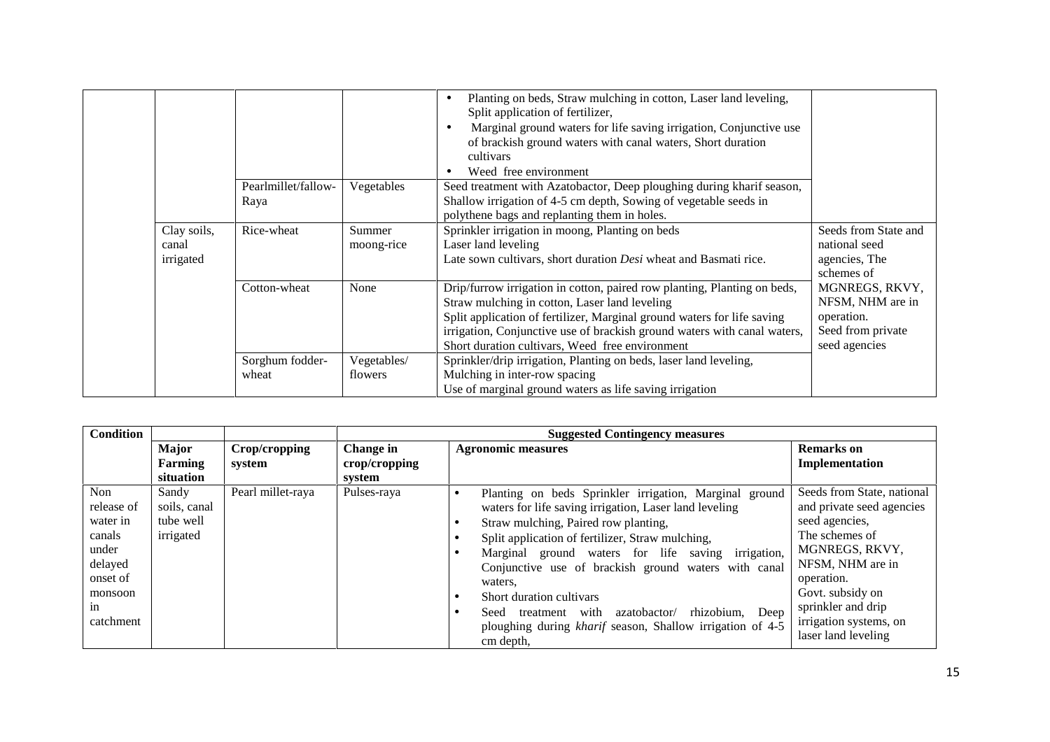| | | | | | |
|---|---|---|---|---|---|
| | | | | • Planting on beds, Straw mulching in cotton, Laser land leveling, Split application of fertilizer,<br>• Marginal ground waters for life saving irrigation, Conjunctive use of brackish ground waters with canal waters, Short duration cultivars<br>• Weed free environment | |
| | | Pearlmillet/fallow-Raya | Vegetables | Seed treatment with Azatobactor, Deep ploughing during kharif season, Shallow irrigation of 4-5 cm depth, Sowing of vegetable seeds in polythene bags and replanting them in holes. | |
| | Clay soils, canal irrigated | Rice-wheat | Summer moong-rice | Sprinkler irrigation in moong, Planting on beds<br>Laser land leveling<br>Late sown cultivars, short duration *Desi* wheat and Basmati rice. | Seeds from State and national seed agencies, The schemes of MGNREGS, RKVY, NFSM, NHM are in operation.<br>Seed from private seed agencies |
| | | Cotton-wheat | None | Drip/furrow irrigation in cotton, paired row planting, Planting on beds, Straw mulching in cotton, Laser land leveling<br>Split application of fertilizer, Marginal ground waters for life saving irrigation, Conjunctive use of brackish ground waters with canal waters, Short duration cultivars, Weed free environment | |
| | | Sorghum fodder-wheat | Vegetables/ flowers | Sprinkler/drip irrigation, Planting on beds, laser land leveling,<br>Mulching in inter-row spacing<br>Use of marginal ground waters as life saving irrigation | |

| Condition | Major Farming situation | Crop/cropping system | Suggested Contingency measures | | |
|---|---|---|---|---|---|
| | | | Change in crop/cropping system | Agronomic measures | Remarks on Implementation |
| Non release of water in canals under delayed onset of monsoon in catchment | Sandy soils, canal tube well irrigated | Pearl millet-raya | Pulses-raya | • Planting on beds Sprinkler irrigation, Marginal ground waters for life saving irrigation, Laser land leveling<br>• Straw mulching, Paired row planting,<br>• Split application of fertilizer, Straw mulching,<br>• Marginal ground waters for life saving irrigation, Conjunctive use of brackish ground waters with canal waters,<br>• Short duration cultivars<br>• Seed treatment with azatobactor/ rhizobium, Deep ploughing during *kharif* season, Shallow irrigation of 4-5 cm depth, | Seeds from State, national and private seed agencies seed agencies,<br>The schemes of MGNREGS, RKVY, NFSM, NHM are in operation.<br>Govt. subsidy on sprinkler and drip irrigation systems, on laser land leveling |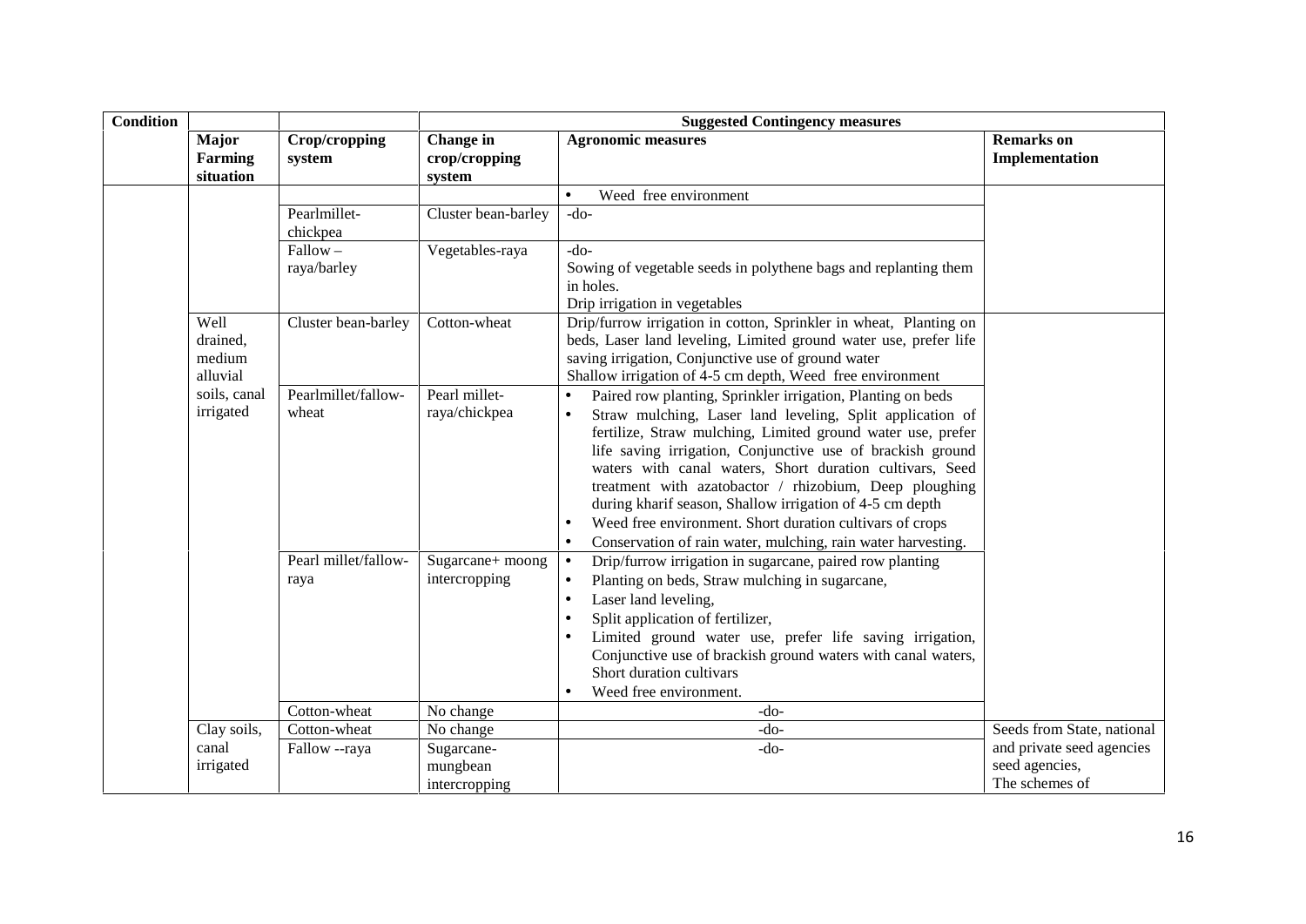| Condition | | | Suggested Contingency measures | | |
|---|---|---|---|---|---|
| | Major Farming situation | Crop/cropping system | Change in crop/cropping system | Agronomic measures | Remarks on Implementation |
| | | | | • Weed free environment | |
| | | Pearlmillet-chickpea | Cluster bean-barley | -do- | |
| | | Fallow – raya/barley | Vegetables-raya | -do-<br>Sowing of vegetable seeds in polythene bags and replanting them in holes.<br>Drip irrigation in vegetables | |
| | Well drained, medium alluvial soils, canal irrigated | Cluster bean-barley | Cotton-wheat | Drip/furrow irrigation in cotton, Sprinkler in wheat, Planting on beds, Laser land leveling, Limited ground water use, prefer life saving irrigation, Conjunctive use of ground water<br>Shallow irrigation of 4-5 cm depth, Weed free environment | |
| | | Pearlmillet/fallow-wheat | Pearl millet-raya/chickpea | • Paired row planting, Sprinkler irrigation, Planting on beds<br>• Straw mulching, Laser land leveling, Split application of fertilize, Straw mulching, Limited ground water use, prefer life saving irrigation, Conjunctive use of brackish ground waters with canal waters, Short duration cultivars, Seed treatment with azatobactor / rhizobium, Deep ploughing during kharif season, Shallow irrigation of 4-5 cm depth<br>• Weed free environment. Short duration cultivars of crops<br>• Conservation of rain water, mulching, rain water harvesting. | |
| | | Pearl millet/fallow-raya | Sugarcane+ moong intercropping | • Drip/furrow irrigation in sugarcane, paired row planting<br>• Planting on beds, Straw mulching in sugarcane,<br>• Laser land leveling,<br>• Split application of fertilizer,<br>• Limited ground water use, prefer life saving irrigation, Conjunctive use of brackish ground waters with canal waters, Short duration cultivars<br>• Weed free environment. | |
| | | Cotton-wheat | No change | -do- | |
| | Clay soils, canal irrigated | Cotton-wheat | No change | -do- | Seeds from State, national and private seed agencies seed agencies, The schemes of |
| | | Fallow --raya | Sugarcane-mungbean intercropping | -do- | |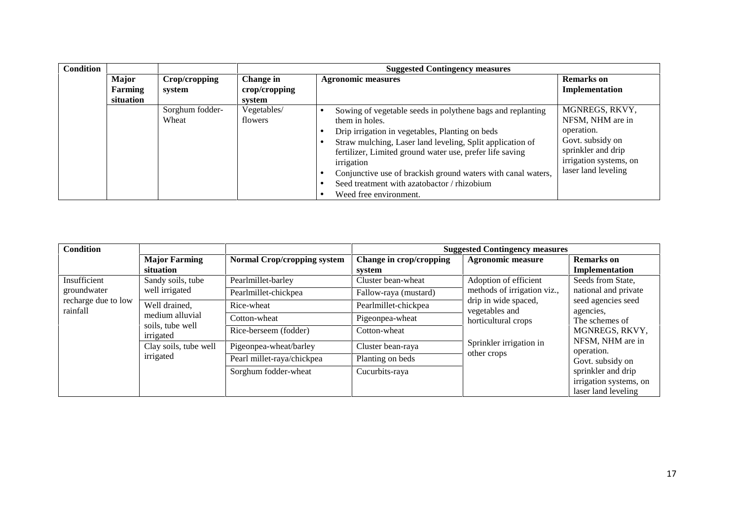| Condition | | | Suggested Contingency measures | | |
|---|---|---|---|---|---|
| | Major Farming situation | Crop/cropping system | Change in crop/cropping system | Agronomic measures | Remarks on Implementation |
| | | Sorghum fodder-Wheat | Vegetables/ flowers | • Sowing of vegetable seeds in polythene bags and replanting them in holes.<br>• Drip irrigation in vegetables, Planting on beds<br>• Straw mulching, Laser land leveling, Split application of fertilizer, Limited ground water use, prefer life saving irrigation<br>• Conjunctive use of brackish ground waters with canal waters,<br>• Seed treatment with azatobactor / rhizobium<br>• Weed free environment. | MGNREGS, RKVY, NFSM, NHM are in operation. Govt. subsidy on sprinkler and drip irrigation systems, on laser land leveling |

| Condition | | | Suggested Contingency measures | | |
|---|---|---|---|---|---|
| | Major Farming situation | Normal Crop/cropping system | Change in crop/cropping system | Agronomic measure | Remarks on Implementation |
| Insufficient groundwater recharge due to low rainfall | Sandy soils, tube well irrigated | Pearlmillet-barley | Cluster bean-wheat | Adoption of efficient methods of irrigation viz., drip in wide spaced, vegetables and horticultural crops<br><br>Sprinkler irrigation in other crops | Seeds from State, national and private seed agencies seed agencies,<br>The schemes of MGNREGS, RKVY, NFSM, NHM are in operation.<br>Govt. subsidy on sprinkler and drip irrigation systems, on laser land leveling |
| | | Pearlmillet-chickpea | Fallow-raya (mustard) | | |
| | Well drained, medium alluvial soils, tube well irrigated | Rice-wheat | Pearlmillet-chickpea | | |
| | | Cotton-wheat | Pigeonpea-wheat | | |
| | | Rice-berseem (fodder) | Cotton-wheat | | |
| | Clay soils, tube well irrigated | Pigeonpea-wheat/barley | Cluster bean-raya | | |
| | | Pearl millet-raya/chickpea | Planting on beds | | |
| | | Sorghum fodder-wheat | Cucurbits-raya | | |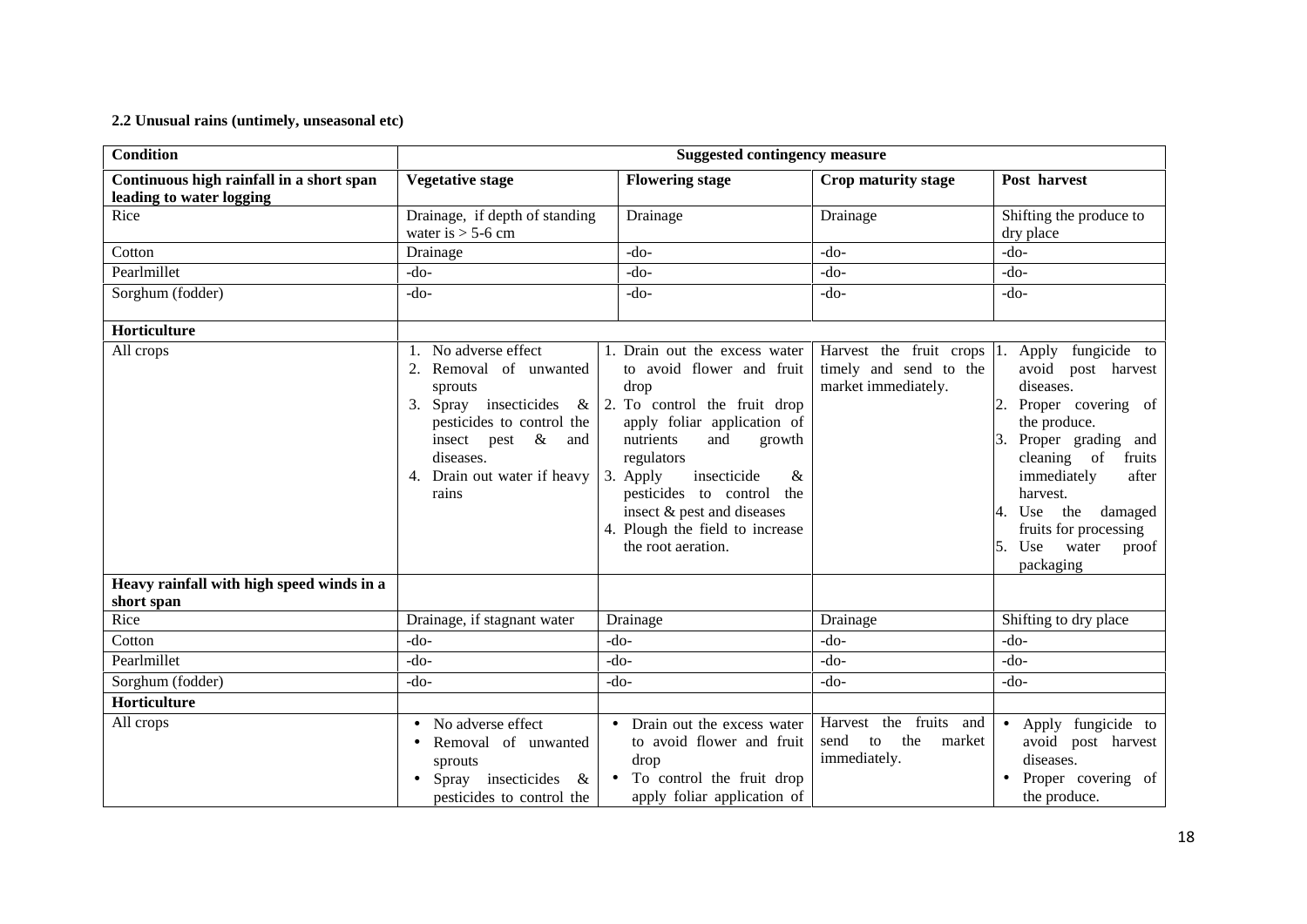**2.2 Unusual rains (untimely, unseasonal etc)**

| Condition | Suggested contingency measure | | | |
|---|---|---|---|---|
| **Continuous high rainfall in a short span leading to water logging** | **Vegetative stage** | **Flowering stage** | **Crop maturity stage** | **Post harvest** |
| Rice | Drainage, if depth of standing water is > 5-6 cm | Drainage | Drainage | Shifting the produce to dry place |
| Cotton | Drainage | -do- | -do- | -do- |
| Pearlmillet | -do- | -do- | -do- | -do- |
| Sorghum (fodder) | -do- | -do- | -do- | -do- |
| **Horticulture** | | | | |
| All crops | 1. No adverse effect<br>2. Removal of unwanted sprouts<br>3. Spray insecticides & pesticides to control the insect pest & and diseases.<br>4. Drain out water if heavy rains | 1. Drain out the excess water to avoid flower and fruit drop<br>2. To control the fruit drop apply foliar application of nutrients and growth regulators<br>3. Apply insecticide & pesticides to control the insect & pest and diseases<br>4. Plough the field to increase the root aeration. | Harvest the fruit crops timely and send to the market immediately. | 1. Apply fungicide to avoid post harvest diseases.<br>2. Proper covering of the produce.<br>3. Proper grading and cleaning of fruits immediately after harvest.<br>4. Use the damaged fruits for processing<br>5. Use water proof packaging |
| **Heavy rainfall with high speed winds in a short span** | | | | |
| Rice | Drainage, if stagnant water | Drainage | Drainage | Shifting to dry place |
| Cotton | -do- | -do- | -do- | -do- |
| Pearlmillet | -do- | -do- | -do- | -do- |
| Sorghum (fodder) | -do- | -do- | -do- | -do- |
| **Horticulture** | | | | |
| All crops | • No adverse effect<br>• Removal of unwanted sprouts<br>• Spray insecticides & pesticides to control the | • Drain out the excess water to avoid flower and fruit drop<br>• To control the fruit drop apply foliar application of | Harvest the fruits and send to the market immediately. | • Apply fungicide to avoid post harvest diseases.<br>• Proper covering of the produce. |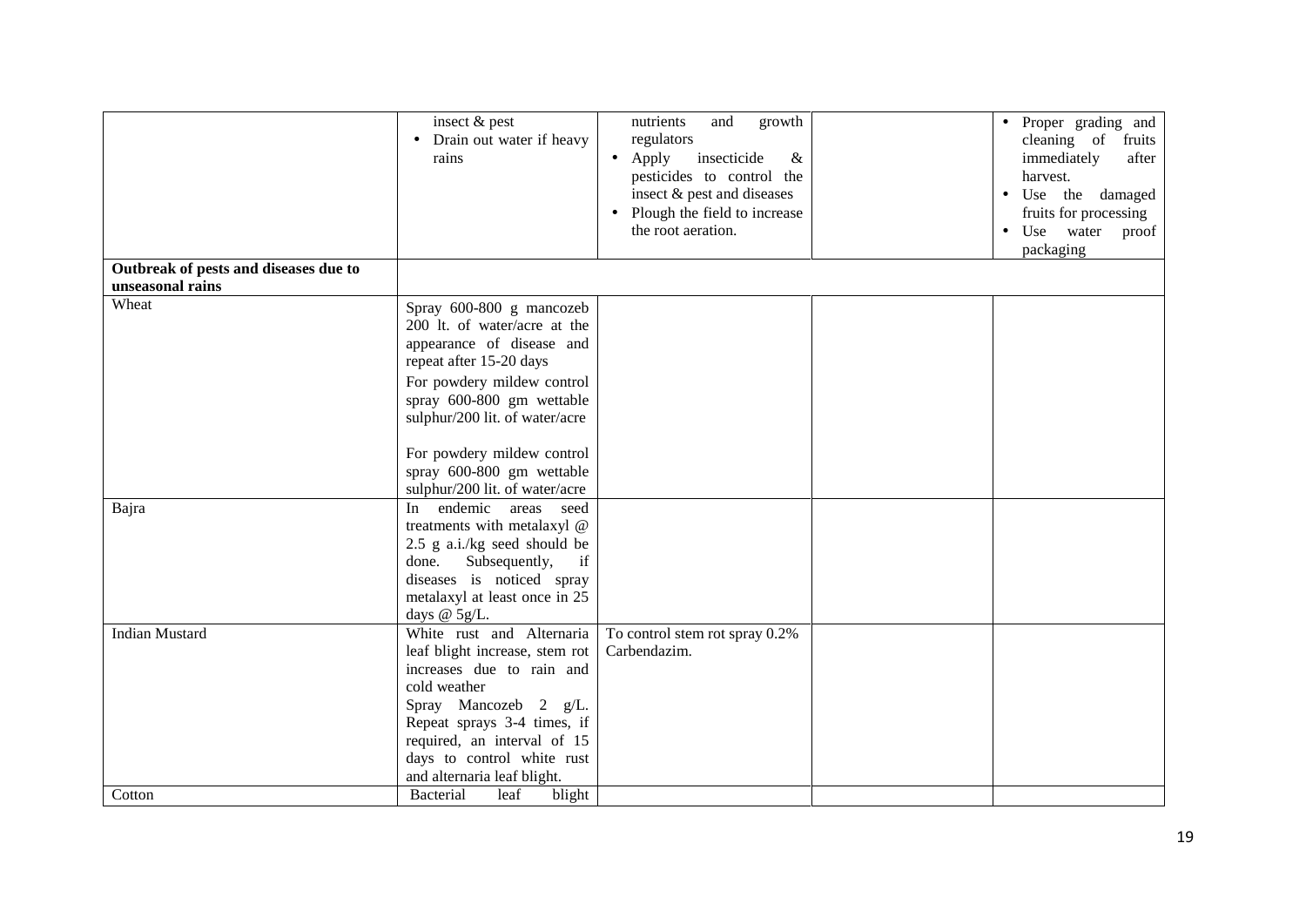|  |  |  |  |  |
|---|---|---|---|---|
|  | insect & pest<br>• Drain out water if heavy rains | nutrients and growth regulators<br>• Apply insecticide & pesticides to control the insect & pest and diseases<br>• Plough the field to increase the root aeration. |  | • Proper grading and cleaning of fruits immediately after harvest.<br>• Use the damaged fruits for processing<br>• Use water proof packaging |
| **Outbreak of pests and diseases due to unseasonal rains** |  |  |  |  |
| Wheat | Spray 600-800 g mancozeb 200 lt. of water/acre at the appearance of disease and repeat after 15-20 days<br>For powdery mildew control spray 600-800 gm wettable sulphur/200 lit. of water/acre<br><br>For powdery mildew control spray 600-800 gm wettable sulphur/200 lit. of water/acre |  |  |  |
| Bajra | In endemic areas seed treatments with metalaxyl @ 2.5 g a.i./kg seed should be done. Subsequently, if diseases is noticed spray metalaxyl at least once in 25 days @ 5g/L. |  |  |  |
| Indian Mustard | White rust and Alternaria leaf blight increase, stem rot increases due to rain and cold weather<br>Spray Mancozeb 2 g/L. Repeat sprays 3-4 times, if required, an interval of 15 days to control white rust and alternaria leaf blight. | To control stem rot spray 0.2% Carbendazim. |  |  |
| Cotton | Bacterial leaf blight |  |  |  |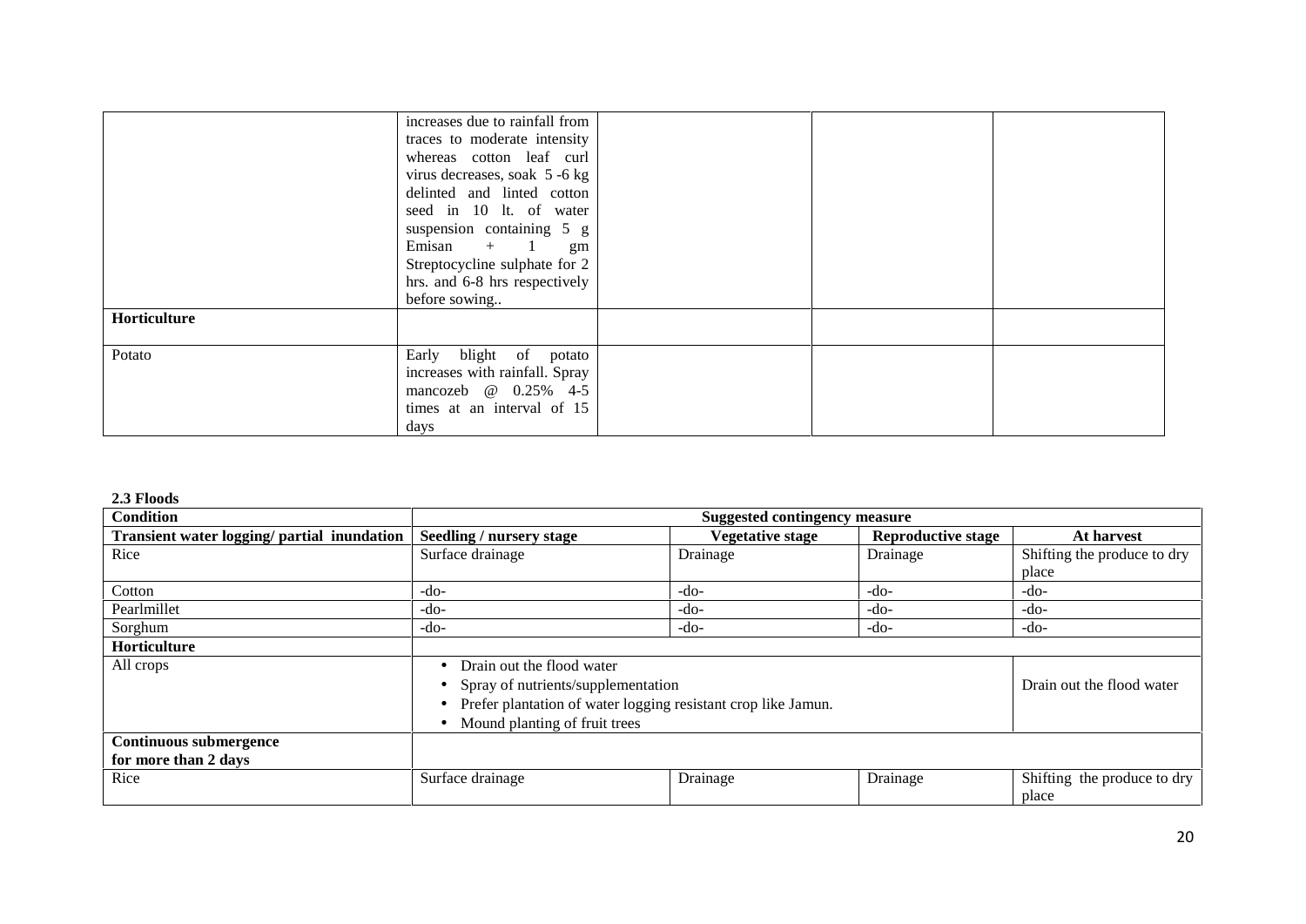| | | | | |
|---|---|---|---|---|
| | increases due to rainfall from traces to moderate intensity whereas cotton leaf curl virus decreases, soak 5 -6 kg delinted and linted cotton seed in 10 lt. of water suspension containing 5 g Emisan + 1 gm Streptocycline sulphate for 2 hrs. and 6-8 hrs respectively before sowing.. | | | |
| **Horticulture** | | | | |
| Potato | Early blight of potato increases with rainfall. Spray mancozeb @ 0.25% 4-5 times at an interval of 15 days | | | |

**2.3 Floods**

| **Condition** | **Suggested contingency measure** | | | |
|---|---|---|---|---|
| **Transient water logging/ partial inundation** | **Seedling / nursery stage** | **Vegetative stage** | **Reproductive stage** | **At harvest** |
| Rice | Surface drainage | Drainage | Drainage | Shifting the produce to dry place |
| Cotton | -do- | -do- | -do- | -do- |
| Pearlmillet | -do- | -do- | -do- | -do- |
| Sorghum | -do- | -do- | -do- | -do- |
| **Horticulture** | | | | |
| All crops | • Drain out the flood water<br>• Spray of nutrients/supplementation<br>• Prefer plantation of water logging resistant crop like Jamun.<br>• Mound planting of fruit trees | | | Drain out the flood water |
| **Continuous submergence for more than 2 days** | | | | |
| Rice | Surface drainage | Drainage | Drainage | Shifting the produce to dry place |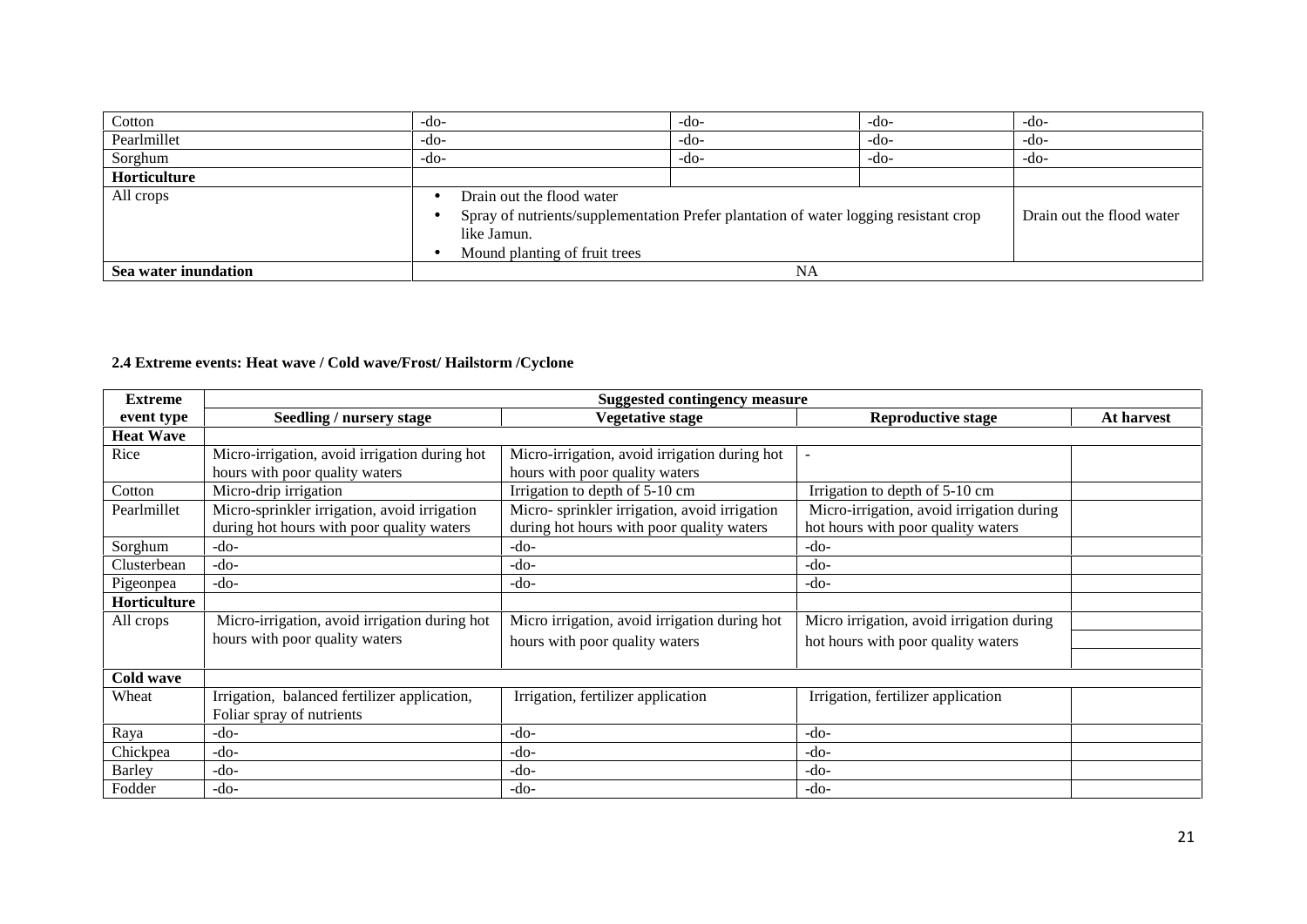| | | | | |
|---|---|---|---|---|
| Cotton | -do- | -do- | -do- | -do- |
| Pearlmillet | -do- | -do- | -do- | -do- |
| Sorghum | -do- | -do- | -do- | -do- |
| **Horticulture** | | | | |
| All crops | • Drain out the flood water<br>• Spray of nutrients/supplementation Prefer plantation of water logging resistant crop like Jamun.<br>• Mound planting of fruit trees | | | Drain out the flood water |
| **Sea water inundation** | NA | | | |

**2.4 Extreme events: Heat wave / Cold wave/Frost/ Hailstorm /Cyclone**

| Extreme event type | Suggested contingency measure | | | |
|---|---|---|---|---|
| | Seedling / nursery stage | Vegetative stage | Reproductive stage | At harvest |
| **Heat Wave** | | | | |
| Rice | Micro-irrigation, avoid irrigation during hot hours with poor quality waters | Micro-irrigation, avoid irrigation during hot hours with poor quality waters | - | |
| Cotton | Micro-drip irrigation | Irrigation to depth of 5-10 cm | Irrigation to depth of 5-10 cm | |
| Pearlmillet | Micro-sprinkler irrigation, avoid irrigation during hot hours with poor quality waters | Micro- sprinkler irrigation, avoid irrigation during hot hours with poor quality waters | Micro-irrigation, avoid irrigation during hot hours with poor quality waters | |
| Sorghum | -do- | -do- | -do- | |
| Clusterbean | -do- | -do- | -do- | |
| Pigeonpea | -do- | -do- | -do- | |
| **Horticulture** | | | | |
| All crops | Micro-irrigation, avoid irrigation during hot hours with poor quality waters | Micro irrigation, avoid irrigation during hot hours with poor quality waters | Micro irrigation, avoid irrigation during hot hours with poor quality waters | |
| **Cold wave** | | | | |
| Wheat | Irrigation, balanced fertilizer application, Foliar spray of nutrients | Irrigation, fertilizer application | Irrigation, fertilizer application | |
| Raya | -do- | -do- | -do- | |
| Chickpea | -do- | -do- | -do- | |
| Barley | -do- | -do- | -do- | |
| Fodder | -do- | -do- | -do- | |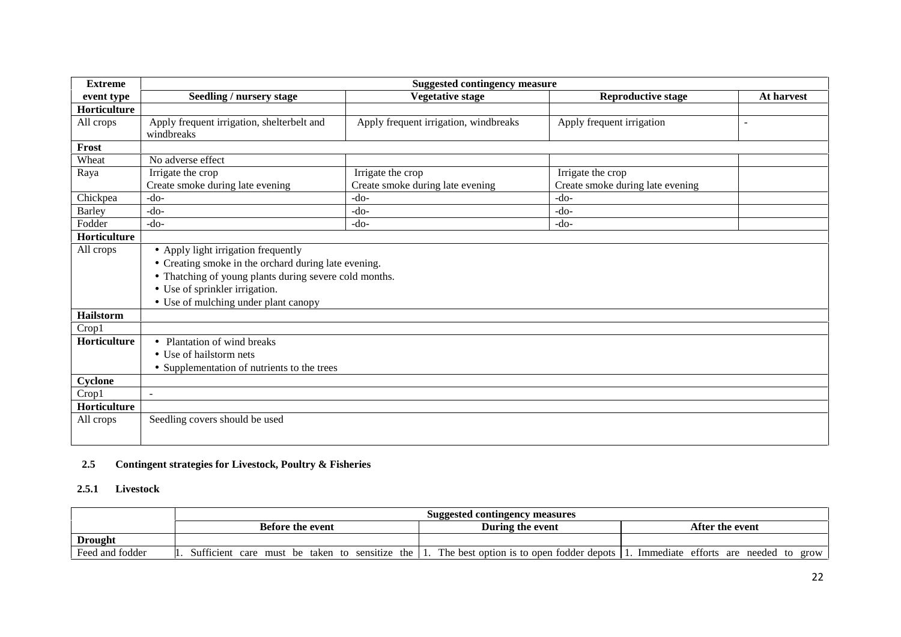| Extreme event type | Suggested contingency measure | | | |
|---|---|---|---|---|
| | Seedling / nursery stage | Vegetative stage | Reproductive stage | At harvest |
| **Horticulture** | | | | |
| All crops | Apply frequent irrigation, shelterbelt and windbreaks | Apply frequent irrigation, windbreaks | Apply frequent irrigation | - |
| **Frost** | | | | |
| Wheat | No adverse effect | | | |
| Raya | Irrigate the crop<br>Create smoke during late evening | Irrigate the crop<br>Create smoke during late evening | Irrigate the crop<br>Create smoke during late evening | |
| Chickpea | -do- | -do- | -do- | |
| Barley | -do- | -do- | -do- | |
| Fodder | -do- | -do- | -do- | |
| **Horticulture** | | | | |
| All crops | • Apply light irrigation frequently<br>• Creating smoke in the orchard during late evening.<br>• Thatching of young plants during severe cold months.<br>• Use of sprinkler irrigation.<br>• Use of mulching under plant canopy | | | |
| **Hailstorm** | | | | |
| Crop1 | | | | |
| **Horticulture** | • Plantation of wind breaks<br>• Use of hailstorm nets<br>• Supplementation of nutrients to the trees | | | |
| **Cyclone** | | | | |
| Crop1 | - | | | |
| **Horticulture** | | | | |
| All crops | Seedling covers should be used | | | |

## 2.5 Contingent strategies for Livestock, Poultry & Fisheries

### 2.5.1 Livestock

| | Suggested contingency measures | | |
|---|---|---|---|
| | Before the event | During the event | After the event |
| **Drought** | | | |
| Feed and fodder | 1. Sufficient care must be taken to sensitize the | 1. The best option is to open fodder depots | 1. Immediate efforts are needed to grow |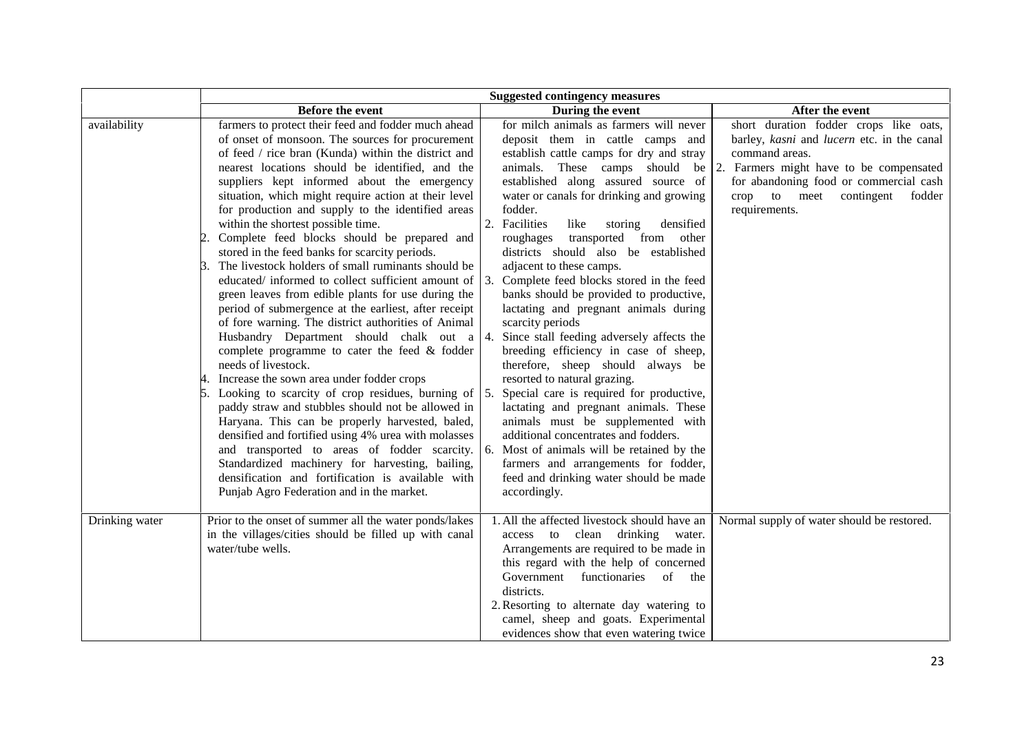| | Suggested contingency measures | | |
|---|---|---|---|
| | **Before the event** | **During the event** | **After the event** |
| availability | farmers to protect their feed and fodder much ahead of onset of monsoon. The sources for procurement of feed / rice bran (Kunda) within the district and nearest locations should be identified, and the suppliers kept informed about the emergency situation, which might require action at their level for production and supply to the identified areas within the shortest possible time.<br>2. Complete feed blocks should be prepared and stored in the feed banks for scarcity periods.<br>3. The livestock holders of small ruminants should be educated/ informed to collect sufficient amount of green leaves from edible plants for use during the period of submergence at the earliest, after receipt of fore warning. The district authorities of Animal Husbandry Department should chalk out a complete programme to cater the feed & fodder needs of livestock.<br>4. Increase the sown area under fodder crops<br>5. Looking to scarcity of crop residues, burning of paddy straw and stubbles should not be allowed in Haryana. This can be properly harvested, baled, densified and fortified using 4% urea with molasses and transported to areas of fodder scarcity. Standardized machinery for harvesting, bailing, densification and fortification is available with Punjab Agro Federation and in the market. | for milch animals as farmers will never deposit them in cattle camps and establish cattle camps for dry and stray animals. These camps should be established along assured source of water or canals for drinking and growing fodder.<br>2. Facilities like storing densified roughages transported from other districts should also be established adjacent to these camps.<br>3. Complete feed blocks stored in the feed banks should be provided to productive, lactating and pregnant animals during scarcity periods<br>4. Since stall feeding adversely affects the breeding efficiency in case of sheep, therefore, sheep should always be resorted to natural grazing.<br>5. Special care is required for productive, lactating and pregnant animals. These animals must be supplemented with additional concentrates and fodders.<br>6. Most of animals will be retained by the farmers and arrangements for fodder, feed and drinking water should be made accordingly. | short duration fodder crops like oats, barley, *kasni* and *lucern* etc. in the canal command areas.<br>2. Farmers might have to be compensated for abandoning food or commercial cash crop to meet contingent fodder requirements. |
| Drinking water | Prior to the onset of summer all the water ponds/lakes in the villages/cities should be filled up with canal water/tube wells. | 1. All the affected livestock should have an access to clean drinking water. Arrangements are required to be made in this regard with the help of concerned Government functionaries of the districts.<br>2. Resorting to alternate day watering to camel, sheep and goats. Experimental evidences show that even watering twice | Normal supply of water should be restored. |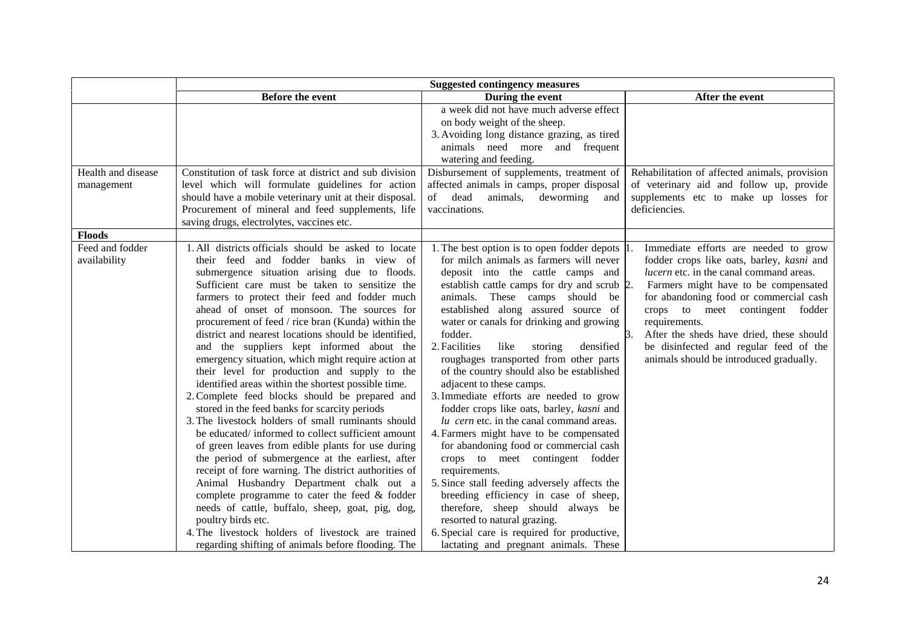| | Suggested contingency measures | | |
|---|---|---|---|
| | **Before the event** | **During the event** | **After the event** |
| | | a week did not have much adverse effect on body weight of the sheep.<br>3. Avoiding long distance grazing, as tired animals need more and frequent watering and feeding. | |
| Health and disease management | Constitution of task force at district and sub division level which will formulate guidelines for action should have a mobile veterinary unit at their disposal. Procurement of mineral and feed supplements, life saving drugs, electrolytes, vaccines etc. | Disbursement of supplements, treatment of affected animals in camps, proper disposal of dead animals, deworming and vaccinations. | Rehabilitation of affected animals, provision of veterinary aid and follow up, provide supplements etc to make up losses for deficiencies. |
| **Floods** | | | |
| Feed and fodder availability | 1. All districts officials should be asked to locate their feed and fodder banks in view of submergence situation arising due to floods. Sufficient care must be taken to sensitize the farmers to protect their feed and fodder much ahead of onset of monsoon. The sources for procurement of feed / rice bran (Kunda) within the district and nearest locations should be identified, and the suppliers kept informed about the emergency situation, which might require action at their level for production and supply to the identified areas within the shortest possible time.<br>2. Complete feed blocks should be prepared and stored in the feed banks for scarcity periods<br>3. The livestock holders of small ruminants should be educated/ informed to collect sufficient amount of green leaves from edible plants for use during the period of submergence at the earliest, after receipt of fore warning. The district authorities of Animal Husbandry Department chalk out a complete programme to cater the feed & fodder needs of cattle, buffalo, sheep, goat, pig, dog, poultry birds etc.<br>4. The livestock holders of livestock are trained regarding shifting of animals before flooding. The | 1. The best option is to open fodder depots for milch animals as farmers will never deposit into the cattle camps and establish cattle camps for dry and scrub animals. These camps should be established along assured source of water or canals for drinking and growing fodder.<br>2. Facilities like storing densified roughages transported from other parts of the country should also be established adjacent to these camps.<br>3. Immediate efforts are needed to grow fodder crops like oats, barley, *kasni* and *lu cern* etc. in the canal command areas.<br>4. Farmers might have to be compensated for abandoning food or commercial cash crops to meet contingent fodder requirements.<br>5. Since stall feeding adversely affects the breeding efficiency in case of sheep, therefore, sheep should always be resorted to natural grazing.<br>6. Special care is required for productive, lactating and pregnant animals. These | 1. Immediate efforts are needed to grow fodder crops like oats, barley, *kasni* and *lucern* etc. in the canal command areas.<br>2. Farmers might have to be compensated for abandoning food or commercial cash crops to meet contingent fodder requirements.<br>3. After the sheds have dried, these should be disinfected and regular feed of the animals should be introduced gradually. |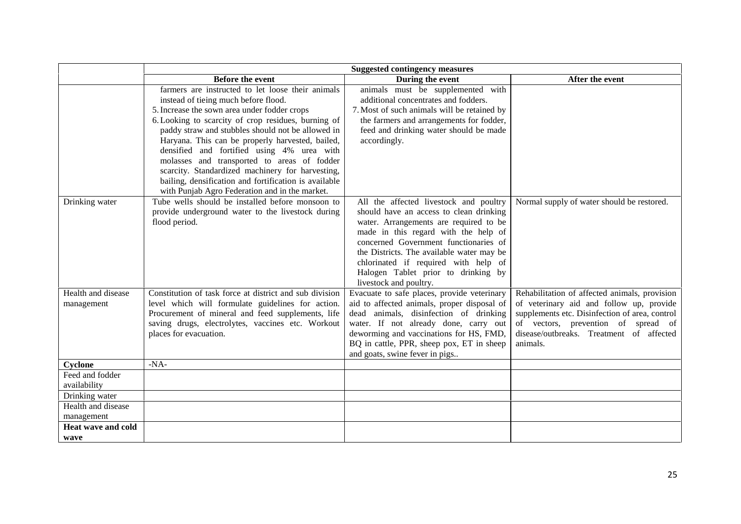| | Suggested contingency measures | | |
|---|---|---|---|
| | **Before the event** | **During the event** | **After the event** |
| | farmers are instructed to let loose their animals instead of tieing much before flood.<br>5. Increase the sown area under fodder crops<br>6. Looking to scarcity of crop residues, burning of paddy straw and stubbles should not be allowed in Haryana. This can be properly harvested, bailed, densified and fortified using 4% urea with molasses and transported to areas of fodder scarcity. Standardized machinery for harvesting, bailing, densification and fortification is available with Punjab Agro Federation and in the market. | animals must be supplemented with additional concentrates and fodders.<br>7. Most of such animals will be retained by the farmers and arrangements for fodder, feed and drinking water should be made accordingly. | |
| Drinking water | Tube wells should be installed before monsoon to provide underground water to the livestock during flood period. | All the affected livestock and poultry should have an access to clean drinking water. Arrangements are required to be made in this regard with the help of concerned Government functionaries of the Districts. The available water may be chlorinated if required with help of Halogen Tablet prior to drinking by livestock and poultry. | Normal supply of water should be restored. |
| Health and disease management | Constitution of task force at district and sub division level which will formulate guidelines for action. Procurement of mineral and feed supplements, life saving drugs, electrolytes, vaccines etc. Workout places for evacuation. | Evacuate to safe places, provide veterinary aid to affected animals, proper disposal of dead animals, disinfection of drinking water. If not already done, carry out deworming and vaccinations for HS, FMD, BQ in cattle, PPR, sheep pox, ET in sheep and goats, swine fever in pigs.. | Rehabilitation of affected animals, provision of veterinary aid and follow up, provide supplements etc. Disinfection of area, control of vectors, prevention of spread of disease/outbreaks. Treatment of affected animals. |
| **Cyclone** | -NA- | | |
| Feed and fodder availability | | | |
| Drinking water | | | |
| Health and disease management | | | |
| **Heat wave and cold wave** | | | |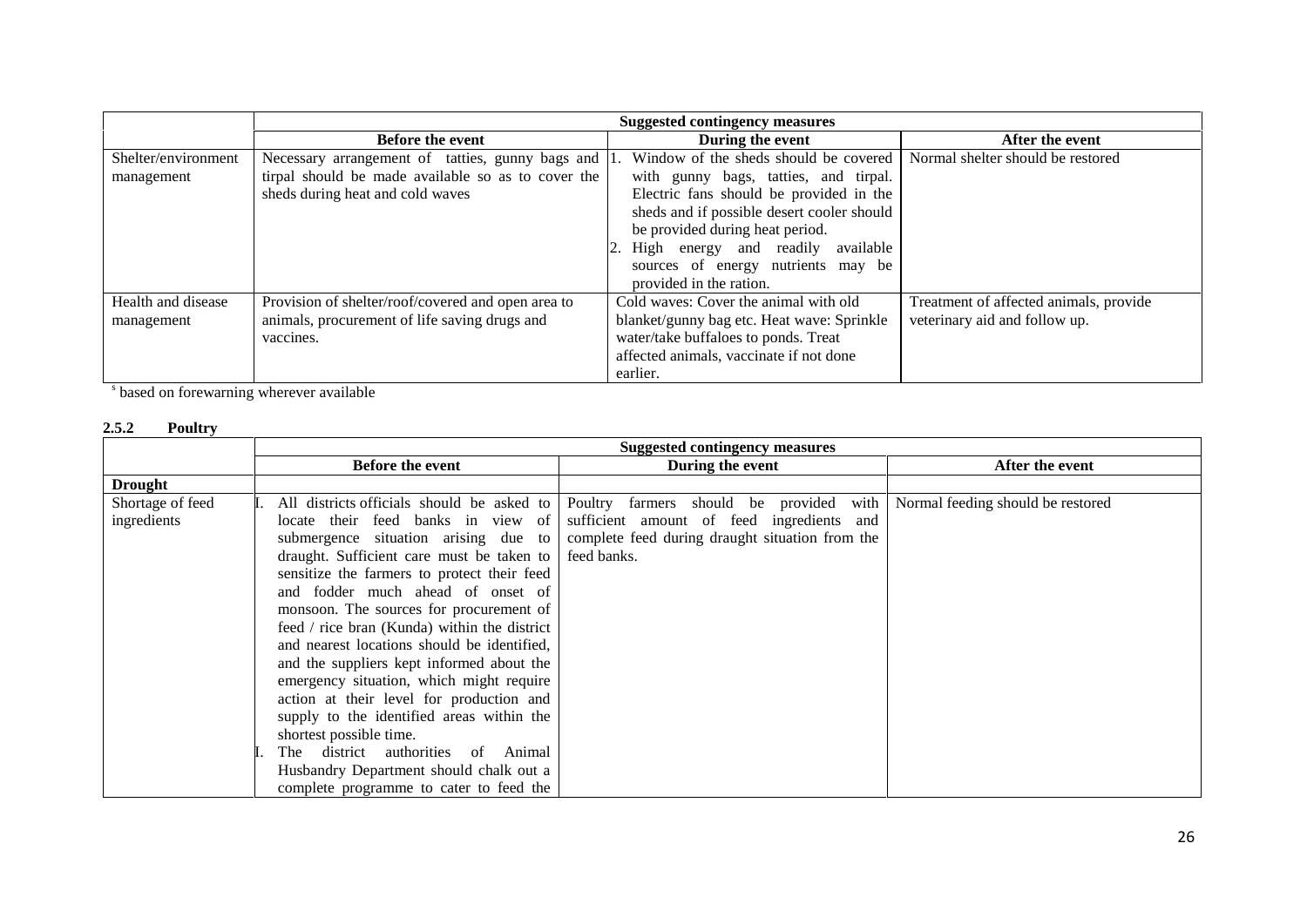| | Suggested contingency measures | | |
|---|---|---|---|
| | **Before the event** | **During the event** | **After the event** |
| Shelter/environment management | Necessary arrangement of tatties, gunny bags and tirpal should be made available so as to cover the sheds during heat and cold waves | 1. Window of the sheds should be covered with gunny bags, tatties, and tirpal. Electric fans should be provided in the sheds and if possible desert cooler should be provided during heat period.<br>2. High energy and readily available sources of energy nutrients may be provided in the ration. | Normal shelter should be restored |
| Health and disease management | Provision of shelter/roof/covered and open area to animals, procurement of life saving drugs and vaccines. | Cold waves: Cover the animal with old blanket/gunny bag etc. Heat wave: Sprinkle water/take buffaloes to ponds. Treat affected animals, vaccinate if not done earlier. | Treatment of affected animals, provide veterinary aid and follow up. |

[s] based on forewarning wherever available

### 2.5.2 Poultry

| | Suggested contingency measures | | |
|---|---|---|---|
| | **Before the event** | **During the event** | **After the event** |
| **Drought** | | | |
| Shortage of feed ingredients | I. All districts officials should be asked to locate their feed banks in view of submergence situation arising due to draught. Sufficient care must be taken to sensitize the farmers to protect their feed and fodder much ahead of onset of monsoon. The sources for procurement of feed / rice bran (Kunda) within the district and nearest locations should be identified, and the suppliers kept informed about the emergency situation, which might require action at their level for production and supply to the identified areas within the shortest possible time.<br>I. The district authorities of Animal Husbandry Department should chalk out a complete programme to cater to feed the | Poultry farmers should be provided with sufficient amount of feed ingredients and complete feed during draught situation from the feed banks. | Normal feeding should be restored |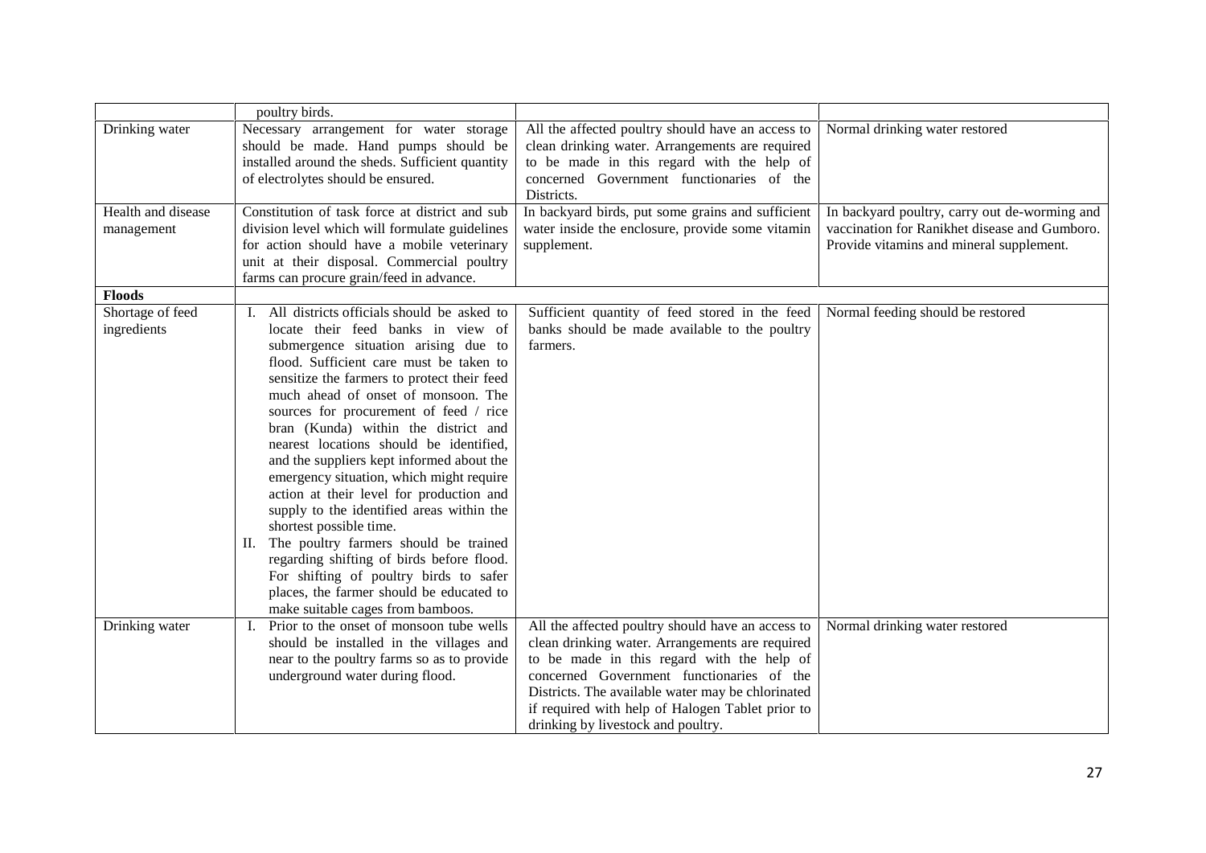| | | | |
|---|---|---|---|
| | poultry birds. | | |
| Drinking water | Necessary arrangement for water storage should be made. Hand pumps should be installed around the sheds. Sufficient quantity of electrolytes should be ensured. | All the affected poultry should have an access to clean drinking water. Arrangements are required to be made in this regard with the help of concerned Government functionaries of the Districts. | Normal drinking water restored |
| Health and disease management | Constitution of task force at district and sub division level which will formulate guidelines for action should have a mobile veterinary unit at their disposal. Commercial poultry farms can procure grain/feed in advance. | In backyard birds, put some grains and sufficient water inside the enclosure, provide some vitamin supplement. | In backyard poultry, carry out de-worming and vaccination for Ranikhet disease and Gumboro. Provide vitamins and mineral supplement. |
| **Floods** | | | |
| Shortage of feed ingredients | I. All districts officials should be asked to locate their feed banks in view of submergence situation arising due to flood. Sufficient care must be taken to sensitize the farmers to protect their feed much ahead of onset of monsoon. The sources for procurement of feed / rice bran (Kunda) within the district and nearest locations should be identified, and the suppliers kept informed about the emergency situation, which might require action at their level for production and supply to the identified areas within the shortest possible time.<br>II. The poultry farmers should be trained regarding shifting of birds before flood. For shifting of poultry birds to safer places, the farmer should be educated to make suitable cages from bamboos. | Sufficient quantity of feed stored in the feed banks should be made available to the poultry farmers. | Normal feeding should be restored |
| Drinking water | I. Prior to the onset of monsoon tube wells should be installed in the villages and near to the poultry farms so as to provide underground water during flood. | All the affected poultry should have an access to clean drinking water. Arrangements are required to be made in this regard with the help of concerned Government functionaries of the Districts. The available water may be chlorinated if required with help of Halogen Tablet prior to drinking by livestock and poultry. | Normal drinking water restored |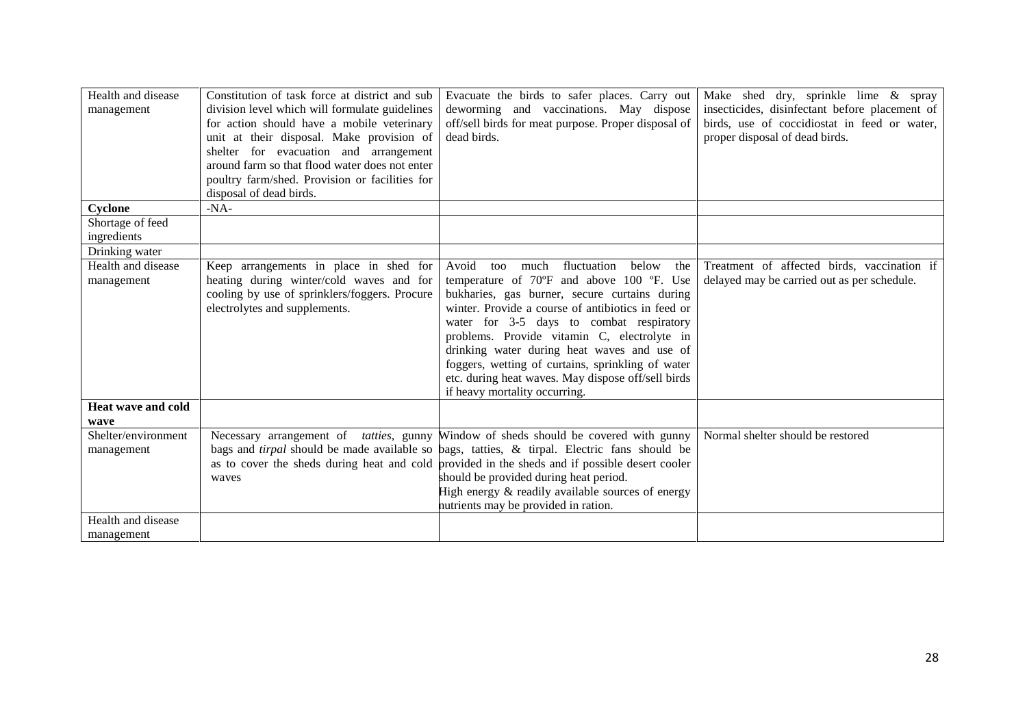| | | | |
|---|---|---|---|
| Health and disease management | Constitution of task force at district and sub division level which will formulate guidelines for action should have a mobile veterinary unit at their disposal. Make provision of shelter for evacuation and arrangement around farm so that flood water does not enter poultry farm/shed. Provision or facilities for disposal of dead birds. | Evacuate the birds to safer places. Carry out deworming and vaccinations. May dispose off/sell birds for meat purpose. Proper disposal of dead birds. | Make shed dry, sprinkle lime & spray insecticides, disinfectant before placement of birds, use of coccidiostat in feed or water, proper disposal of dead birds. |
| **Cyclone** | -NA- | | |
| Shortage of feed ingredients | | | |
| Drinking water | | | |
| Health and disease management | Keep arrangements in place in shed for heating during winter/cold waves and for cooling by use of sprinklers/foggers. Procure electrolytes and supplements. | Avoid too much fluctuation below the temperature of 70ºF and above 100 ºF. Use bukharies, gas burner, secure curtains during winter. Provide a course of antibiotics in feed or water for 3-5 days to combat respiratory problems. Provide vitamin C, electrolyte in drinking water during heat waves and use of foggers, wetting of curtains, sprinkling of water etc. during heat waves. May dispose off/sell birds if heavy mortality occurring. | Treatment of affected birds, vaccination if delayed may be carried out as per schedule. |
| **Heat wave and cold wave** | | | |
| Shelter/environment management | Necessary arrangement of *tatties*, gunny bags and *tirpal* should be made available so as to cover the sheds during heat and cold waves | Window of sheds should be covered with gunny bags, tatties, & tirpal. Electric fans should be provided in the sheds and if possible desert cooler should be provided during heat period. High energy & readily available sources of energy nutrients may be provided in ration. | Normal shelter should be restored |
| Health and disease management | | | |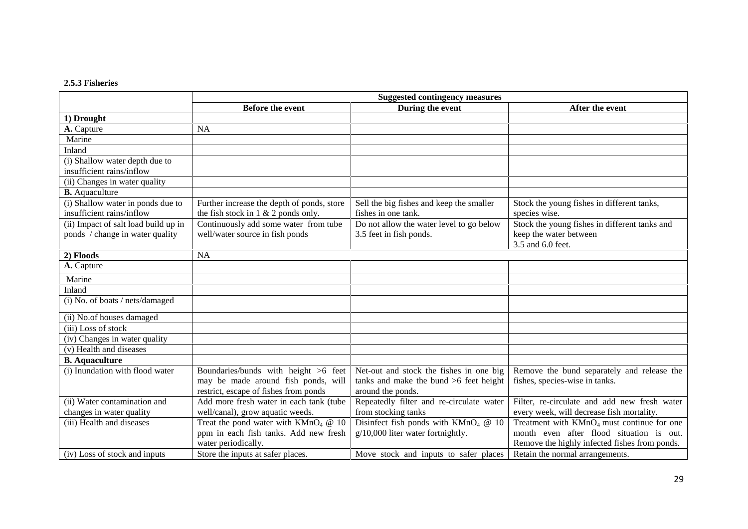**2.5.3 Fisheries**

| | Suggested contingency measures | | |
|---|---|---|---|
| | **Before the event** | **During the event** | **After the event** |
| **1) Drought** | | | |
| **A.** Capture | NA | | |
| Marine | | | |
| Inland | | | |
| (i) Shallow water depth due to insufficient rains/inflow | | | |
| (ii) Changes in water quality | | | |
| **B.** Aquaculture | | | |
| (i) Shallow water in ponds due to insufficient rains/inflow | Further increase the depth of ponds, store the fish stock in 1 & 2 ponds only. | Sell the big fishes and keep the smaller fishes in one tank. | Stock the young fishes in different tanks, species wise. |
| (ii) Impact of salt load build up in ponds / change in water quality | Continuously add some water from tube well/water source in fish ponds | Do not allow the water level to go below 3.5 feet in fish ponds. | Stock the young fishes in different tanks and keep the water between 3.5 and 6.0 feet. |
| **2) Floods** | NA | | |
| **A.** Capture | | | |
| Marine | | | |
| Inland | | | |
| (i) No. of boats / nets/damaged | | | |
| (ii) No.of houses damaged | | | |
| (iii) Loss of stock | | | |
| (iv) Changes in water quality | | | |
| (v) Health and diseases | | | |
| **B. Aquaculture** | | | |
| (i) Inundation with flood water | Boundaries/bunds with height >6 feet may be made around fish ponds, will restrict, escape of fishes from ponds | Net-out and stock the fishes in one big tanks and make the bund >6 feet height around the ponds. | Remove the bund separately and release the fishes, species-wise in tanks. |
| (ii) Water contamination and changes in water quality | Add more fresh water in each tank (tube well/canal), grow aquatic weeds. | Repeatedly filter and re-circulate water from stocking tanks | Filter, re-circulate and add new fresh water every week, will decrease fish mortality. |
| (iii) Health and diseases | Treat the pond water with $KMnO_4$ @ 10 ppm in each fish tanks. Add new fresh water periodically. | Disinfect fish ponds with $KMnO_4$ @ 10 g/10,000 liter water fortnightly. | Treatment with $KMnO_4$ must continue for one month even after flood situation is out. Remove the highly infected fishes from ponds. |
| (iv) Loss of stock and inputs | Store the inputs at safer places. | Move stock and inputs to safer places | Retain the normal arrangements. |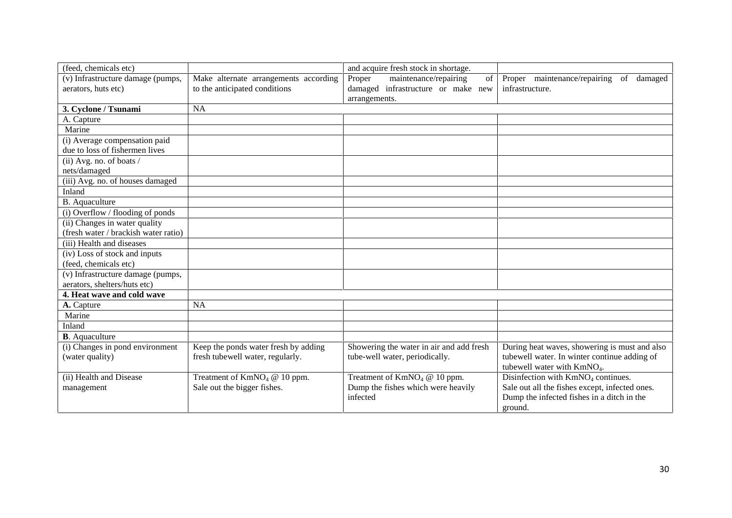| | | | |
|---|---|---|---|
| (feed, chemicals etc) | | and acquire fresh stock in shortage. | |
| (v) Infrastructure damage (pumps, aerators, huts etc) | Make alternate arrangements according to the anticipated conditions | Proper maintenance/repairing of damaged infrastructure or make new arrangements. | Proper maintenance/repairing of damaged infrastructure. |
| **3. Cyclone / Tsunami** | NA | | |
| A. Capture | | | |
| Marine | | | |
| (i) Average compensation paid due to loss of fishermen lives | | | |
| (ii) Avg. no. of boats / nets/damaged | | | |
| (iii) Avg. no. of houses damaged | | | |
| Inland | | | |
| B. Aquaculture | | | |
| (i) Overflow / flooding of ponds | | | |
| (ii) Changes in water quality (fresh water / brackish water ratio) | | | |
| (iii) Health and diseases | | | |
| (iv) Loss of stock and inputs (feed, chemicals etc) | | | |
| (v) Infrastructure damage (pumps, aerators, shelters/huts etc) | | | |
| **4. Heat wave and cold wave** | | | |
| **A.** Capture | NA | | |
| Marine | | | |
| Inland | | | |
| **B**. Aquaculture | | | |
| (i) Changes in pond environment (water quality) | Keep the ponds water fresh by adding fresh tubewell water, regularly. | Showering the water in air and add fresh tube-well water, periodically. | During heat waves, showering is must and also tubewell water. In winter continue adding of tubewell water with $KmNO_4$. |
| (ii) Health and Disease management | Treatment of $KmNO_4$ @ 10 ppm. Sale out the bigger fishes. | Treatment of $KmNO_4$ @ 10 ppm. Dump the fishes which were heavily infected | Disinfection with $KmNO_4$ continues. Sale out all the fishes except, infected ones. Dump the infected fishes in a ditch in the ground. |